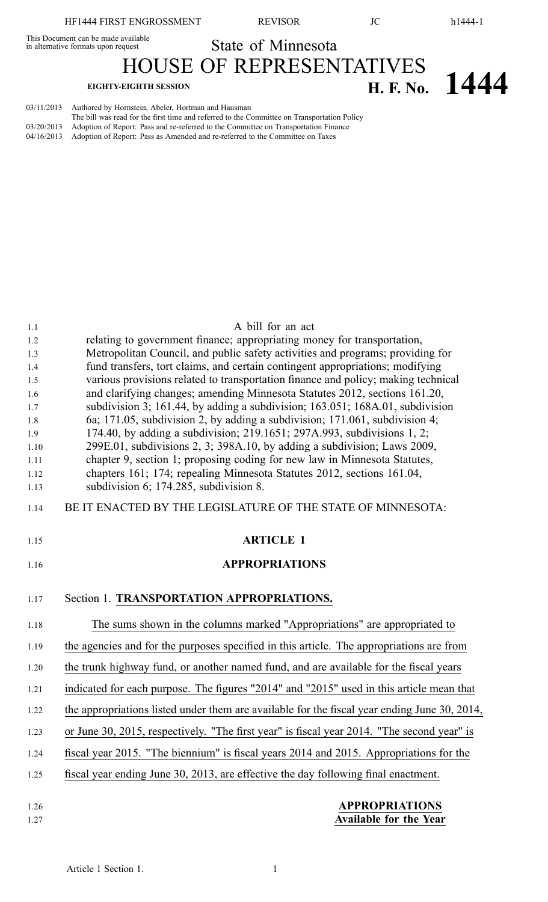This Document can be made available in alternative formats upon request

State of Minnesota

# HOUSE OF REPRESENTATIVES

**EIGHTY-EIGHTH SESSION**

**H. F. No. 1444**

03/11/2013 Authored by Hornstein, Abeler, Hortman and Hausman
The bill was read for the first time and referred to the Committee on Transportation Policy
03/20/2013 Adoption of Report: Pass and re-referred to the Committee on Transportation Finance
04/16/2013 Adoption of Report: Pass as Amended and re-referred to the Committee on Taxes

A bill for an act
relating to government finance; appropriating money for transportation, Metropolitan Council, and public safety activities and programs; providing for fund transfers, tort claims, and certain contingent appropriations; modifying various provisions related to transportation finance and policy; making technical and clarifying changes; amending Minnesota Statutes 2012, sections 161.20, subdivision 3; 161.44, by adding a subdivision; 163.051; 168A.01, subdivision 6a; 171.05, subdivision 2, by adding a subdivision; 171.061, subdivision 4; 174.40, by adding a subdivision; 219.1651; 297A.993, subdivisions 1, 2; 299E.01, subdivisions 2, 3; 398A.10, by adding a subdivision; Laws 2009, chapter 9, section 1; proposing coding for new law in Minnesota Statutes, chapters 161; 174; repealing Minnesota Statutes 2012, sections 161.04, subdivision 6; 174.285, subdivision 8.

BE IT ENACTED BY THE LEGISLATURE OF THE STATE OF MINNESOTA:

## ARTICLE 1

## APPROPRIATIONS

### Section 1. **TRANSPORTATION APPROPRIATIONS.**

The sums shown in the columns marked "Appropriations" are appropriated to the agencies and for the purposes specified in this article. The appropriations are from the trunk highway fund, or another named fund, and are available for the fiscal years indicated for each purpose. The figures "2014" and "2015" used in this article mean that the appropriations listed under them are available for the fiscal year ending June 30, 2014, or June 30, 2015, respectively. "The first year" is fiscal year 2014. "The second year" is fiscal year 2015. "The biennium" is fiscal years 2014 and 2015. Appropriations for the fiscal year ending June 30, 2013, are effective the day following final enactment.

**APPROPRIATIONS**
**Available for the Year**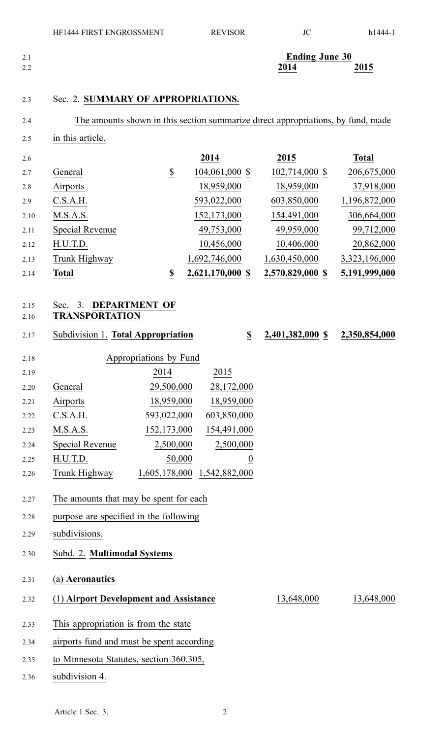| | Ending June 30 | |
|---|---|---|
| | 2014 | 2015 |

Sec. 2. **SUMMARY OF APPROPRIATIONS.**

The amounts shown in this section summarize direct appropriations, by fund, made in this article.

| | 2014 | 2015 | Total |
|---|---|---|---|
| General | $ 104,061,000 | $ 102,714,000 | $ 206,675,000 |
| Airports | 18,959,000 | 18,959,000 | 37,918,000 |
| C.S.A.H. | 593,022,000 | 603,850,000 | 1,196,872,000 |
| M.S.A.S. | 152,173,000 | 154,491,000 | 306,664,000 |
| Special Revenue | 49,753,000 | 49,959,000 | 99,712,000 |
| H.U.T.D. | 10,456,000 | 10,406,000 | 20,862,000 |
| Trunk Highway | 1,692,746,000 | 1,630,450,000 | 3,323,196,000 |
| **Total** | **$ 2,621,170,000** | **$ 2,570,829,000** | **$ 5,191,999,000** |

Sec. 3. **DEPARTMENT OF TRANSPORTATION**

| | 2014 | 2015 |
|---|---|---|
| Subdivision 1. **Total Appropriation** | **$ 2,401,382,000** | **$ 2,350,854,000** |

Appropriations by Fund

| | 2014 | 2015 |
|---|---|---|
| General | 29,500,000 | 28,172,000 |
| Airports | 18,959,000 | 18,959,000 |
| C.S.A.H. | 593,022,000 | 603,850,000 |
| M.S.A.S. | 152,173,000 | 154,491,000 |
| Special Revenue | 2,500,000 | 2,500,000 |
| H.U.T.D. | 50,000 | 0 |
| Trunk Highway | 1,605,178,000 | 1,542,882,000 |

The amounts that may be spent for each purpose are specified in the following subdivisions.

Subd. 2. **Multimodal Systems**

(a) **Aeronautics**

| | 2014 | 2015 |
|---|---|---|
| (1) **Airport Development and Assistance** | 13,648,000 | 13,648,000 |

This appropriation is from the state airports fund and must be spent according to Minnesota Statutes, section 360.305, subdivision 4.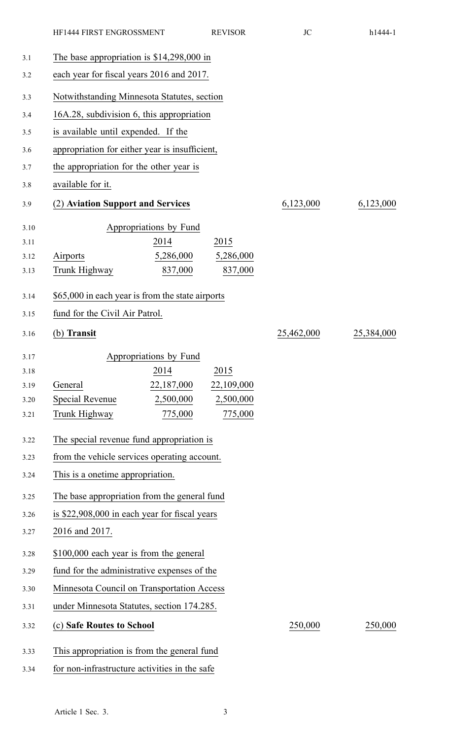The base appropriation is $14,298,000 in each year for fiscal years 2016 and 2017.

Notwithstanding Minnesota Statutes, section 16A.28, subdivision 6, this appropriation is available until expended. If the appropriation for either year is insufficient, the appropriation for the other year is available for it.

| (2) **Aviation Support and Services** | | | 6,123,000 | 6,123,000 |
|---|---|---|---|---|

| Appropriations by Fund | | |
|---|---|---|
| | 2014 | 2015 |
| Airports | 5,286,000 | 5,286,000 |
| Trunk Highway | 837,000 | 837,000 |

$65,000 in each year is from the state airports fund for the Civil Air Patrol.

| (b) **Transit** | | | 25,462,000 | 25,384,000 |
|---|---|---|---|---|

| Appropriations by Fund | | |
|---|---|---|
| | 2014 | 2015 |
| General | 22,187,000 | 22,109,000 |
| Special Revenue | 2,500,000 | 2,500,000 |
| Trunk Highway | 775,000 | 775,000 |

The special revenue fund appropriation is from the vehicle services operating account. This is a onetime appropriation.

The base appropriation from the general fund is $22,908,000 in each year for fiscal years 2016 and 2017.

$100,000 each year is from the general fund for the administrative expenses of the Minnesota Council on Transportation Access under Minnesota Statutes, section 174.285.

| (c) **Safe Routes to School** | | | 250,000 | 250,000 |
|---|---|---|---|---|

This appropriation is from the general fund for non-infrastructure activities in the safe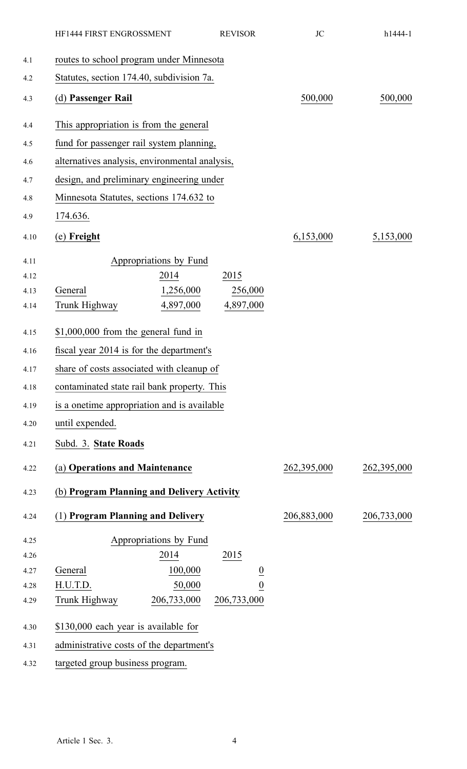routes to school program under Minnesota Statutes, section 174.40, subdivision 7a.

| | | |
|---|---|---|
| (d) **Passenger Rail** | 500,000 | 500,000 |

This appropriation is from the general fund for passenger rail system planning, alternatives analysis, environmental analysis, design, and preliminary engineering under Minnesota Statutes, sections 174.632 to 174.636.

| | | |
|---|---|---|
| (e) **Freight** | 6,153,000 | 5,153,000 |

Appropriations by Fund

| | 2014 | 2015 |
|---|---|---|
| General | 1,256,000 | 256,000 |
| Trunk Highway | 4,897,000 | 4,897,000 |

$1,000,000 from the general fund in fiscal year 2014 is for the department's share of costs associated with cleanup of contaminated state rail bank property. This is a onetime appropriation and is available until expended.

Subd. 3. **State Roads**

| | | |
|---|---|---|
| (a) **Operations and Maintenance** | 262,395,000 | 262,395,000 |
| (b) **Program Planning and Delivery Activity** | | |
| (1) **Program Planning and Delivery** | 206,883,000 | 206,733,000 |

Appropriations by Fund

| | 2014 | 2015 |
|---|---|---|
| General | 100,000 | 0 |
| H.U.T.D. | 50,000 | 0 |
| Trunk Highway | 206,733,000 | 206,733,000 |

$130,000 each year is available for administrative costs of the department's targeted group business program.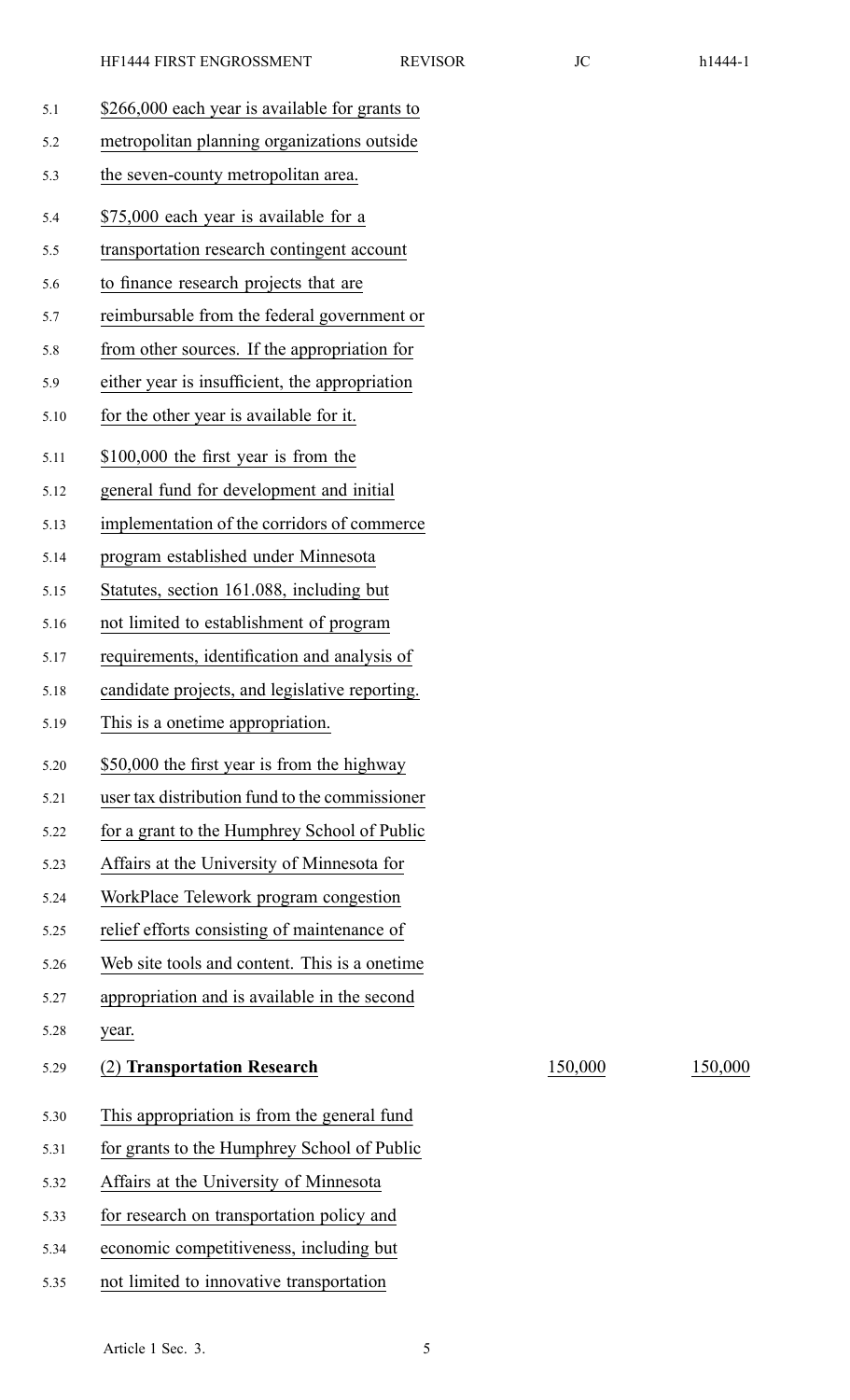$266,000 each year is available for grants to metropolitan planning organizations outside the seven-county metropolitan area.

$75,000 each year is available for a transportation research contingent account to finance research projects that are reimbursable from the federal government or from other sources. If the appropriation for either year is insufficient, the appropriation for the other year is available for it.

$100,000 the first year is from the general fund for development and initial implementation of the corridors of commerce program established under Minnesota Statutes, section 161.088, including but not limited to establishment of program requirements, identification and analysis of candidate projects, and legislative reporting. This is a onetime appropriation.

$50,000 the first year is from the highway user tax distribution fund to the commissioner for a grant to the Humphrey School of Public Affairs at the University of Minnesota for WorkPlace Telework program congestion relief efforts consisting of maintenance of Web site tools and content. This is a onetime appropriation and is available in the second year.

| | | |
|---|---|---|
| (2) **Transportation Research** | 150,000 | 150,000 |

This appropriation is from the general fund for grants to the Humphrey School of Public Affairs at the University of Minnesota for research on transportation policy and economic competitiveness, including but not limited to innovative transportation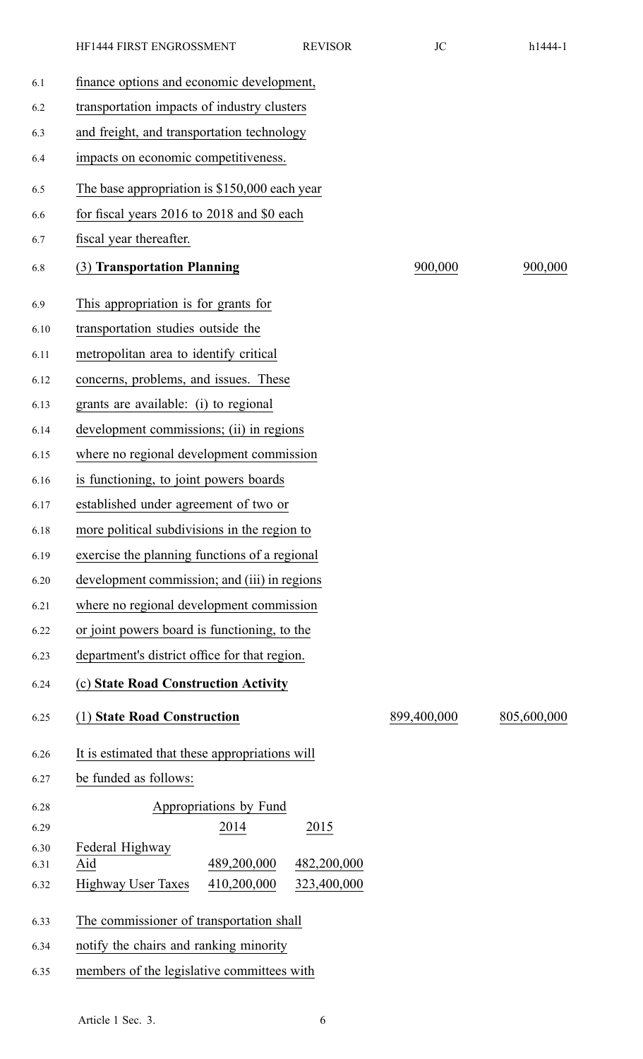finance options and economic development, transportation impacts of industry clusters and freight, and transportation technology impacts on economic competitiveness.

The base appropriation is $150,000 each year for fiscal years 2016 to 2018 and $0 each fiscal year thereafter.

| | | |
|---|---|---|
| (3) **Transportation Planning** | 900,000 | 900,000 |

This appropriation is for grants for transportation studies outside the metropolitan area to identify critical concerns, problems, and issues. These grants are available: (i) to regional development commissions; (ii) in regions where no regional development commission is functioning, to joint powers boards established under agreement of two or more political subdivisions in the region to exercise the planning functions of a regional development commission; and (iii) in regions where no regional development commission or joint powers board is functioning, to the department's district office for that region.

(c) **State Road Construction Activity**

| | | |
|---|---|---|
| (1) **State Road Construction** | 899,400,000 | 805,600,000 |

It is estimated that these appropriations will be funded as follows:

| Appropriations by Fund | | |
|---|---|---|
| | 2014 | 2015 |
| Federal Highway Aid | 489,200,000 | 482,200,000 |
| Highway User Taxes | 410,200,000 | 323,400,000 |

The commissioner of transportation shall notify the chairs and ranking minority members of the legislative committees with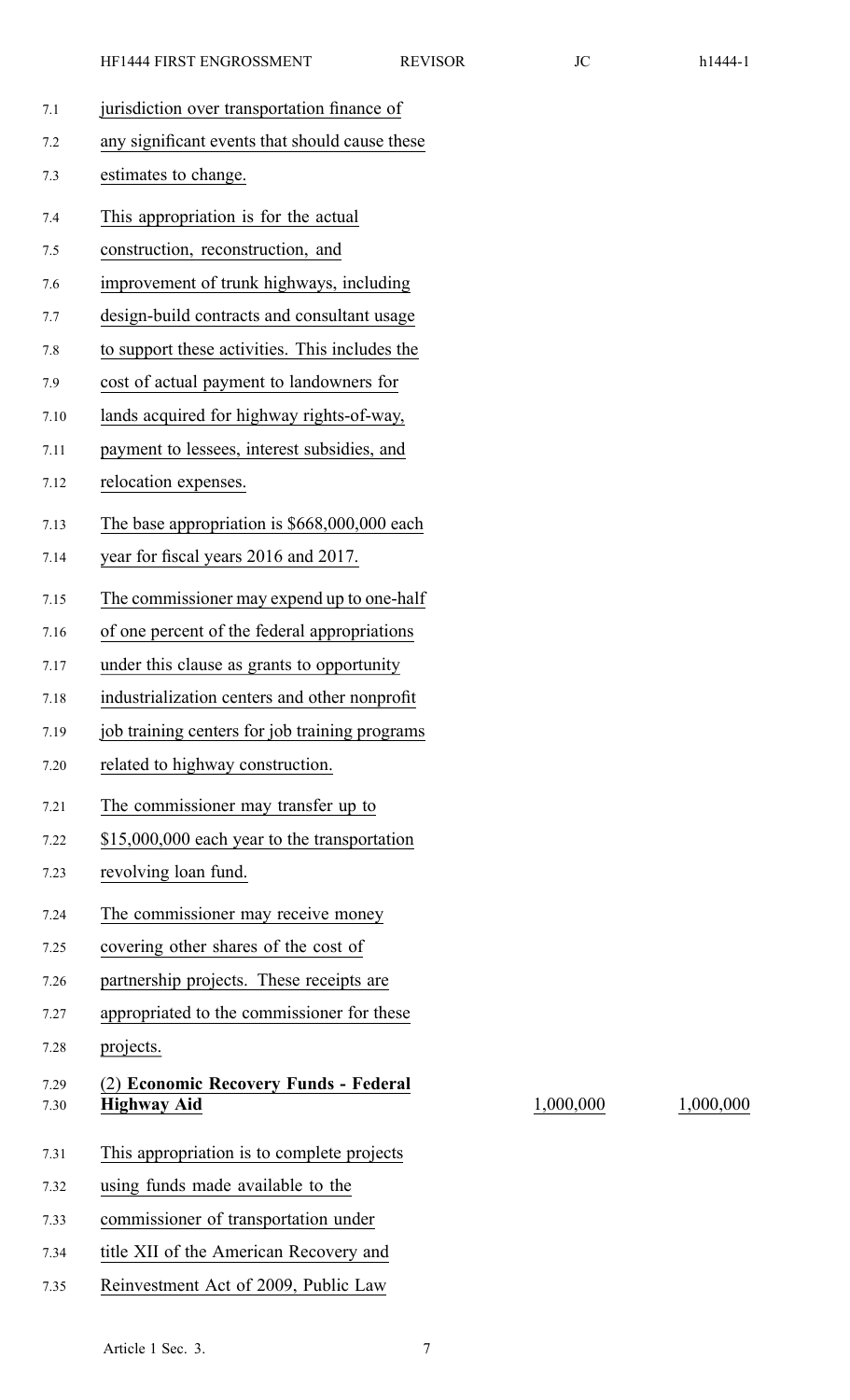jurisdiction over transportation finance of any significant events that should cause these estimates to change.

This appropriation is for the actual construction, reconstruction, and improvement of trunk highways, including design-build contracts and consultant usage to support these activities. This includes the cost of actual payment to landowners for lands acquired for highway rights-of-way, payment to lessees, interest subsidies, and relocation expenses.

The base appropriation is $668,000,000 each year for fiscal years 2016 and 2017.

The commissioner may expend up to one-half of one percent of the federal appropriations under this clause as grants to opportunity industrialization centers and other nonprofit job training centers for job training programs related to highway construction.

The commissioner may transfer up to $15,000,000 each year to the transportation revolving loan fund.

The commissioner may receive money covering other shares of the cost of partnership projects. These receipts are appropriated to the commissioner for these projects.

| | | |
|---|---|---|
| (2) **Economic Recovery Funds - Federal Highway Aid** | 1,000,000 | 1,000,000 |

This appropriation is to complete projects using funds made available to the commissioner of transportation under title XII of the American Recovery and Reinvestment Act of 2009, Public Law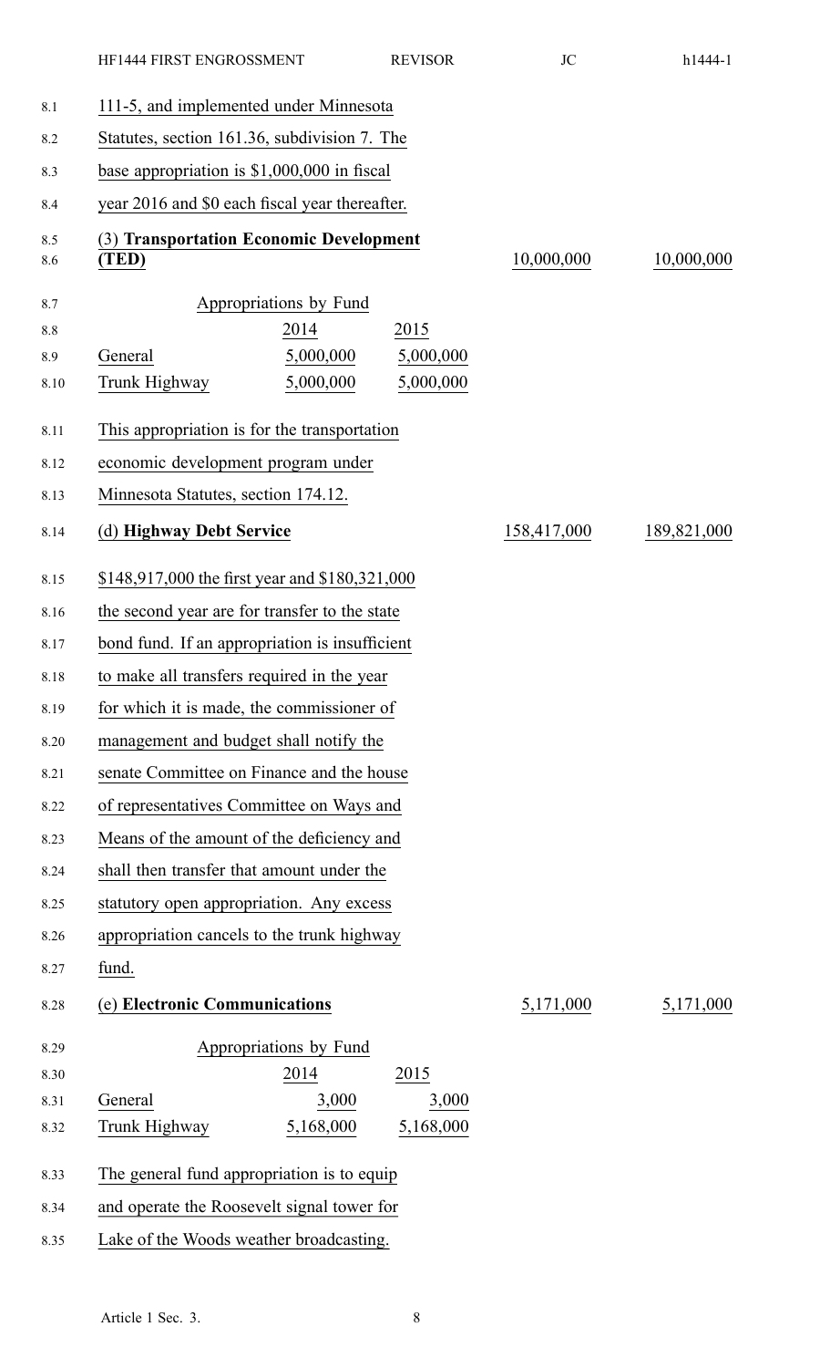111-5, and implemented under Minnesota Statutes, section 161.36, subdivision 7. The base appropriation is $1,000,000 in fiscal year 2016 and $0 each fiscal year thereafter.

| | | |
|---|---|---|
| (3) **Transportation Economic Development (TED)** | 10,000,000 | 10,000,000 |

Appropriations by Fund

| | 2014 | 2015 |
|---|---|---|
| General | 5,000,000 | 5,000,000 |
| Trunk Highway | 5,000,000 | 5,000,000 |

This appropriation is for the transportation economic development program under Minnesota Statutes, section 174.12.

| | | |
|---|---|---|
| (d) **Highway Debt Service** | 158,417,000 | 189,821,000 |

$148,917,000 the first year and $180,321,000 the second year are for transfer to the state bond fund. If an appropriation is insufficient to make all transfers required in the year for which it is made, the commissioner of management and budget shall notify the senate Committee on Finance and the house of representatives Committee on Ways and Means of the amount of the deficiency and shall then transfer that amount under the statutory open appropriation. Any excess appropriation cancels to the trunk highway fund.

| | | |
|---|---|---|
| (e) **Electronic Communications** | 5,171,000 | 5,171,000 |

Appropriations by Fund

| | 2014 | 2015 |
|---|---|---|
| General | 3,000 | 3,000 |
| Trunk Highway | 5,168,000 | 5,168,000 |

The general fund appropriation is to equip and operate the Roosevelt signal tower for Lake of the Woods weather broadcasting.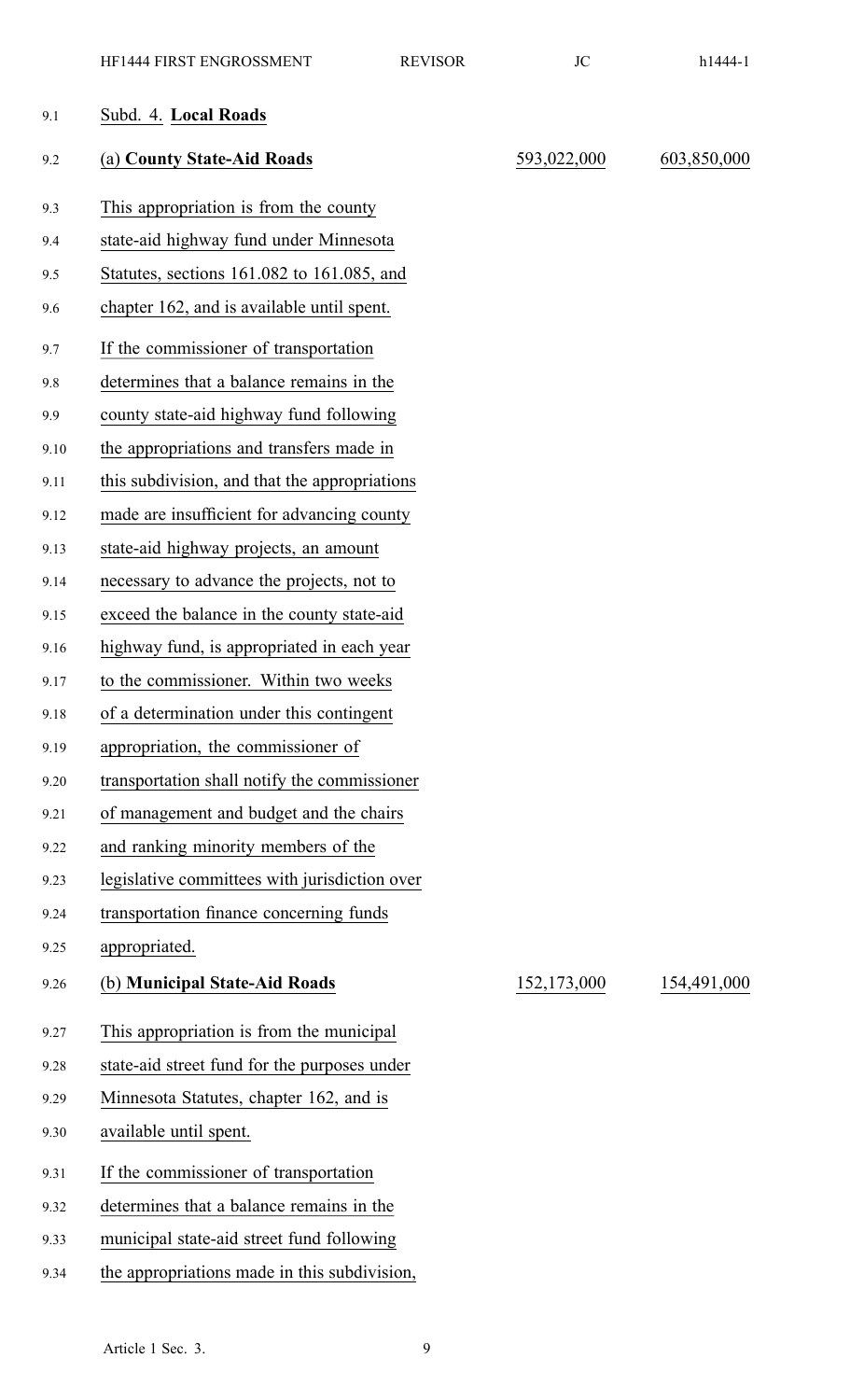Subd. 4. **Local Roads**

| | | |
|---|---|---|
| (a) **County State-Aid Roads** | 593,022,000 | 603,850,000 |

This appropriation is from the county state-aid highway fund under Minnesota Statutes, sections 161.082 to 161.085, and chapter 162, and is available until spent.

If the commissioner of transportation determines that a balance remains in the county state-aid highway fund following the appropriations and transfers made in this subdivision, and that the appropriations made are insufficient for advancing county state-aid highway projects, an amount necessary to advance the projects, not to exceed the balance in the county state-aid highway fund, is appropriated in each year to the commissioner. Within two weeks of a determination under this contingent appropriation, the commissioner of transportation shall notify the commissioner of management and budget and the chairs and ranking minority members of the legislative committees with jurisdiction over transportation finance concerning funds appropriated.

| | | |
|---|---|---|
| (b) **Municipal State-Aid Roads** | 152,173,000 | 154,491,000 |

This appropriation is from the municipal state-aid street fund for the purposes under Minnesota Statutes, chapter 162, and is available until spent.

If the commissioner of transportation determines that a balance remains in the municipal state-aid street fund following the appropriations made in this subdivision,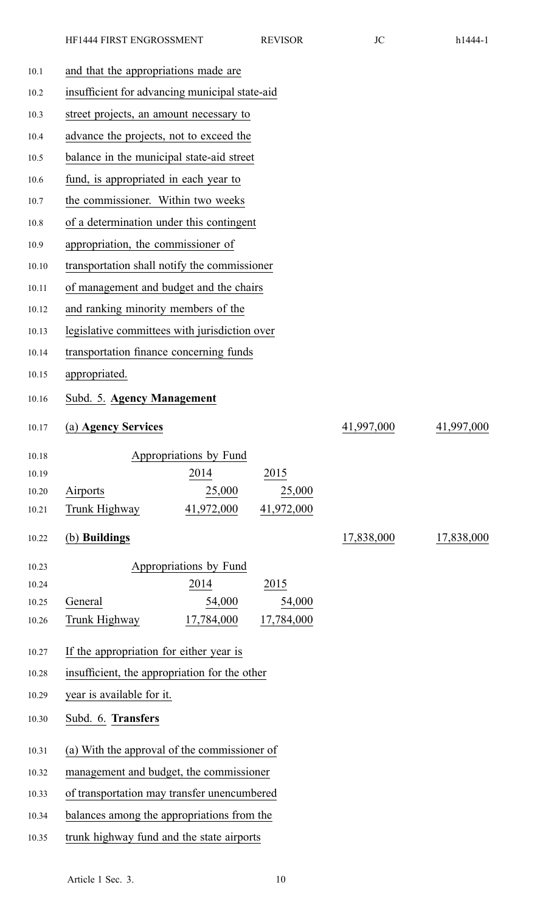and that the appropriations made are insufficient for advancing municipal state-aid street projects, an amount necessary to advance the projects, not to exceed the balance in the municipal state-aid street fund, is appropriated in each year to the commissioner. Within two weeks of a determination under this contingent appropriation, the commissioner of transportation shall notify the commissioner of management and budget and the chairs and ranking minority members of the legislative committees with jurisdiction over transportation finance concerning funds appropriated.

Subd. 5. **Agency Management**

| (a) **Agency Services** | | | 41,997,000 | 41,997,000 |
|---|---|---|---|---|
| | Appropriations by Fund | | | |
| | 2014 | 2015 | | |
| Airports | 25,000 | 25,000 | | |
| Trunk Highway | 41,972,000 | 41,972,000 | | |

| (b) **Buildings** | | | 17,838,000 | 17,838,000 |
|---|---|---|---|---|
| | Appropriations by Fund | | | |
| | 2014 | 2015 | | |
| General | 54,000 | 54,000 | | |
| Trunk Highway | 17,784,000 | 17,784,000 | | |

If the appropriation for either year is insufficient, the appropriation for the other year is available for it.

Subd. 6. **Transfers**

(a) With the approval of the commissioner of management and budget, the commissioner of transportation may transfer unencumbered balances among the appropriations from the trunk highway fund and the state airports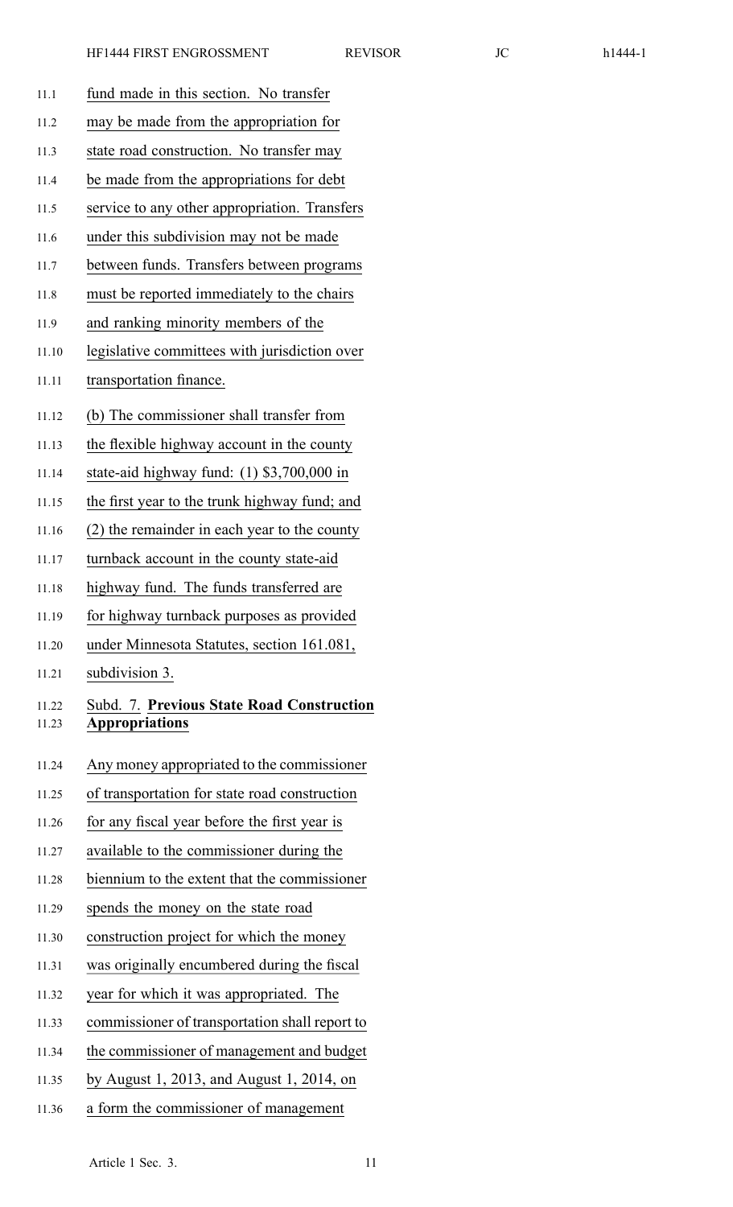fund made in this section. No transfer may be made from the appropriation for state road construction. No transfer may be made from the appropriations for debt service to any other appropriation. Transfers under this subdivision may not be made between funds. Transfers between programs must be reported immediately to the chairs and ranking minority members of the legislative committees with jurisdiction over transportation finance.

(b) The commissioner shall transfer from the flexible highway account in the county state-aid highway fund: (1) $3,700,000 in the first year to the trunk highway fund; and (2) the remainder in each year to the county turnback account in the county state-aid highway fund. The funds transferred are for highway turnback purposes as provided under Minnesota Statutes, section 161.081, subdivision 3.

Subd. 7. **Previous State Road Construction Appropriations**

Any money appropriated to the commissioner of transportation for state road construction for any fiscal year before the first year is available to the commissioner during the biennium to the extent that the commissioner spends the money on the state road construction project for which the money was originally encumbered during the fiscal year for which it was appropriated. The commissioner of transportation shall report to the commissioner of management and budget by August 1, 2013, and August 1, 2014, on a form the commissioner of management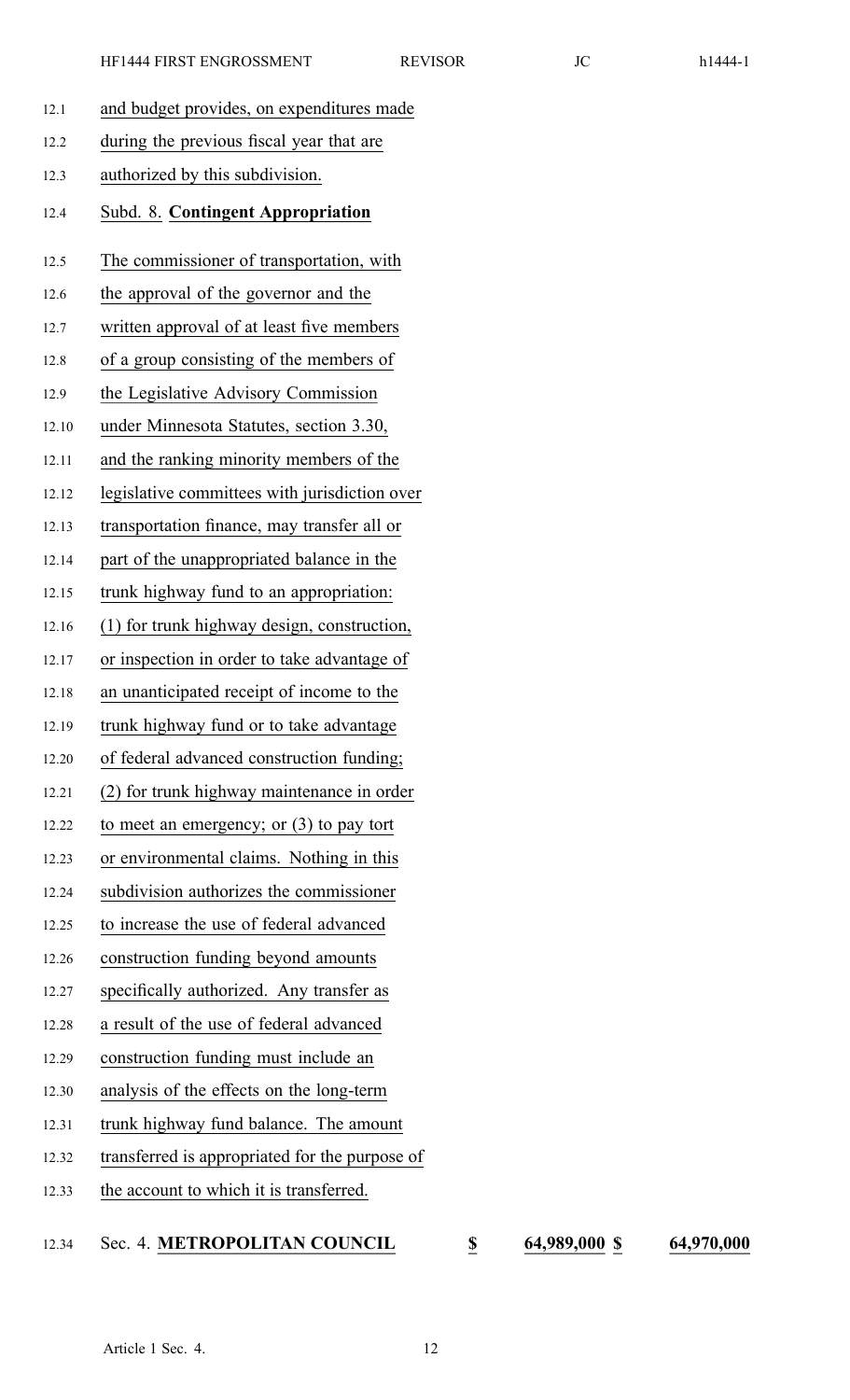and budget provides, on expenditures made during the previous fiscal year that are authorized by this subdivision.

Subd. 8. **Contingent Appropriation**

The commissioner of transportation, with the approval of the governor and the written approval of at least five members of a group consisting of the members of the Legislative Advisory Commission under Minnesota Statutes, section 3.30, and the ranking minority members of the legislative committees with jurisdiction over transportation finance, may transfer all or part of the unappropriated balance in the trunk highway fund to an appropriation: (1) for trunk highway design, construction, or inspection in order to take advantage of an unanticipated receipt of income to the trunk highway fund or to take advantage of federal advanced construction funding; (2) for trunk highway maintenance in order to meet an emergency; or (3) to pay tort or environmental claims. Nothing in this subdivision authorizes the commissioner to increase the use of federal advanced construction funding beyond amounts specifically authorized. Any transfer as a result of the use of federal advanced construction funding must include an analysis of the effects on the long-term trunk highway fund balance. The amount transferred is appropriated for the purpose of the account to which it is transferred.

| Sec. 4. **METROPOLITAN COUNCIL** | **$** | **64,989,000** | **$** | **64,970,000** |
|---|---|---|---|---|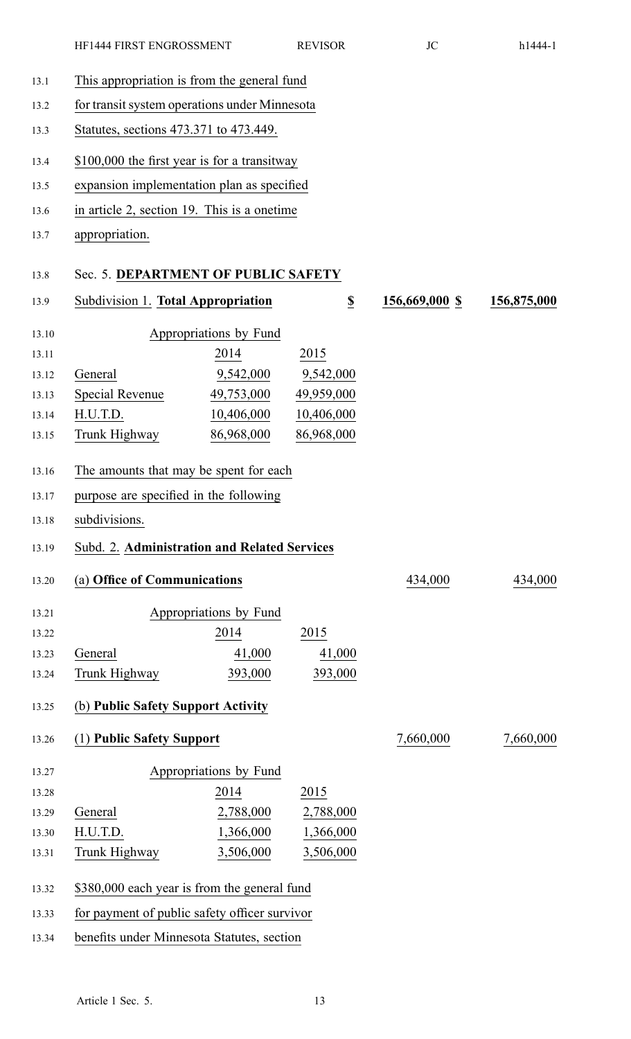This appropriation is from the general fund for transit system operations under Minnesota Statutes, sections 473.371 to 473.449.

$100,000 the first year is for a transitway expansion implementation plan as specified in article 2, section 19. This is a onetime appropriation.

## Sec. 5. DEPARTMENT OF PUBLIC SAFETY

| | | |
|---|---|---|
| **Subdivision 1. Total Appropriation** | **$ 156,669,000** | **$ 156,875,000** |

Appropriations by Fund

| | 2014 | 2015 |
|---|---|---|
| General | 9,542,000 | 9,542,000 |
| Special Revenue | 49,753,000 | 49,959,000 |
| H.U.T.D. | 10,406,000 | 10,406,000 |
| Trunk Highway | 86,968,000 | 86,968,000 |

The amounts that may be spent for each purpose are specified in the following subdivisions.

### Subd. 2. Administration and Related Services

| | | |
|---|---|---|
| **(a) Office of Communications** | 434,000 | 434,000 |

Appropriations by Fund

| | 2014 | 2015 |
|---|---|---|
| General | 41,000 | 41,000 |
| Trunk Highway | 393,000 | 393,000 |

**(b) Public Safety Support Activity**

| | | |
|---|---|---|
| **(1) Public Safety Support** | 7,660,000 | 7,660,000 |

Appropriations by Fund

| | 2014 | 2015 |
|---|---|---|
| General | 2,788,000 | 2,788,000 |
| H.U.T.D. | 1,366,000 | 1,366,000 |
| Trunk Highway | 3,506,000 | 3,506,000 |

$380,000 each year is from the general fund for payment of public safety officer survivor benefits under Minnesota Statutes, section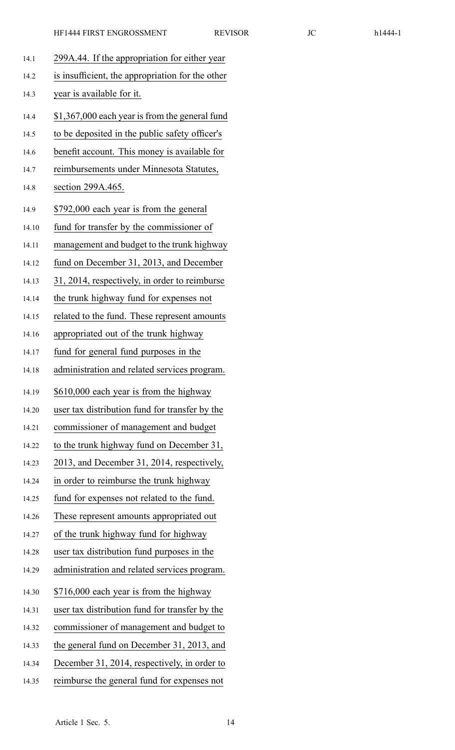299A.44. If the appropriation for either year is insufficient, the appropriation for the other year is available for it.

$1,367,000 each year is from the general fund to be deposited in the public safety officer's benefit account. This money is available for reimbursements under Minnesota Statutes, section 299A.465.

$792,000 each year is from the general fund for transfer by the commissioner of management and budget to the trunk highway fund on December 31, 2013, and December 31, 2014, respectively, in order to reimburse the trunk highway fund for expenses not related to the fund. These represent amounts appropriated out of the trunk highway fund for general fund purposes in the administration and related services program.

$610,000 each year is from the highway user tax distribution fund for transfer by the commissioner of management and budget to the trunk highway fund on December 31, 2013, and December 31, 2014, respectively, in order to reimburse the trunk highway fund for expenses not related to the fund. These represent amounts appropriated out of the trunk highway fund for highway user tax distribution fund purposes in the administration and related services program.

$716,000 each year is from the highway user tax distribution fund for transfer by the commissioner of management and budget to the general fund on December 31, 2013, and December 31, 2014, respectively, in order to reimburse the general fund for expenses not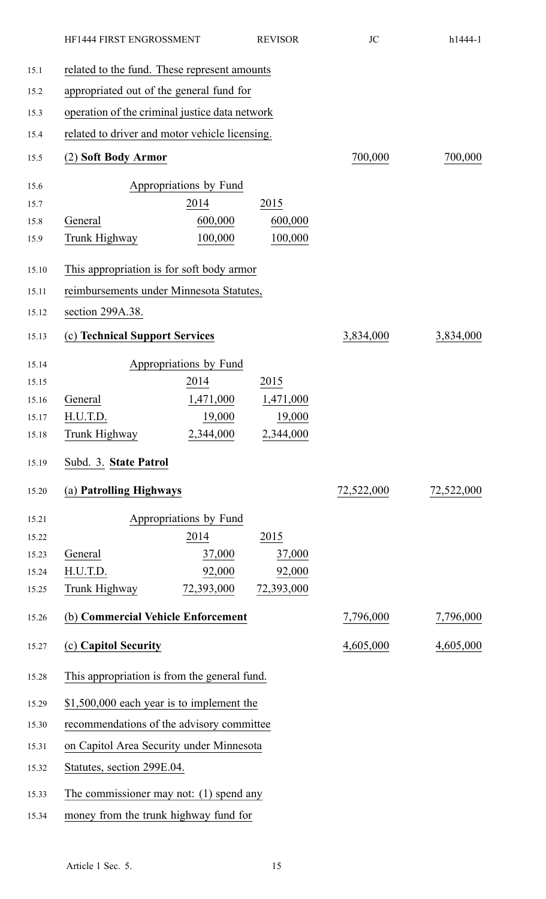related to the fund. These represent amounts appropriated out of the general fund for operation of the criminal justice data network related to driver and motor vehicle licensing.

| | | | | |
|---|---|---|---|---|
| **(2) Soft Body Armor** | | | 700,000 | 700,000 |

| Appropriations by Fund | | |
|---|---|---|
| | 2014 | 2015 |
| General | 600,000 | 600,000 |
| Trunk Highway | 100,000 | 100,000 |

This appropriation is for soft body armor reimbursements under Minnesota Statutes, section 299A.38.

| | | | | |
|---|---|---|---|---|
| **(c) Technical Support Services** | | | 3,834,000 | 3,834,000 |

| Appropriations by Fund | | |
|---|---|---|
| | 2014 | 2015 |
| General | 1,471,000 | 1,471,000 |
| H.U.T.D. | 19,000 | 19,000 |
| Trunk Highway | 2,344,000 | 2,344,000 |

Subd. 3. **State Patrol**

| | | | | |
|---|---|---|---|---|
| **(a) Patrolling Highways** | | | 72,522,000 | 72,522,000 |

| Appropriations by Fund | | |
|---|---|---|
| | 2014 | 2015 |
| General | 37,000 | 37,000 |
| H.U.T.D. | 92,000 | 92,000 |
| Trunk Highway | 72,393,000 | 72,393,000 |

| | | |
|---|---|---|
| **(b) Commercial Vehicle Enforcement** | 7,796,000 | 7,796,000 |
| **(c) Capitol Security** | 4,605,000 | 4,605,000 |

This appropriation is from the general fund.

$1,500,000 each year is to implement the recommendations of the advisory committee on Capitol Area Security under Minnesota Statutes, section 299E.04.

The commissioner may not: (1) spend any money from the trunk highway fund for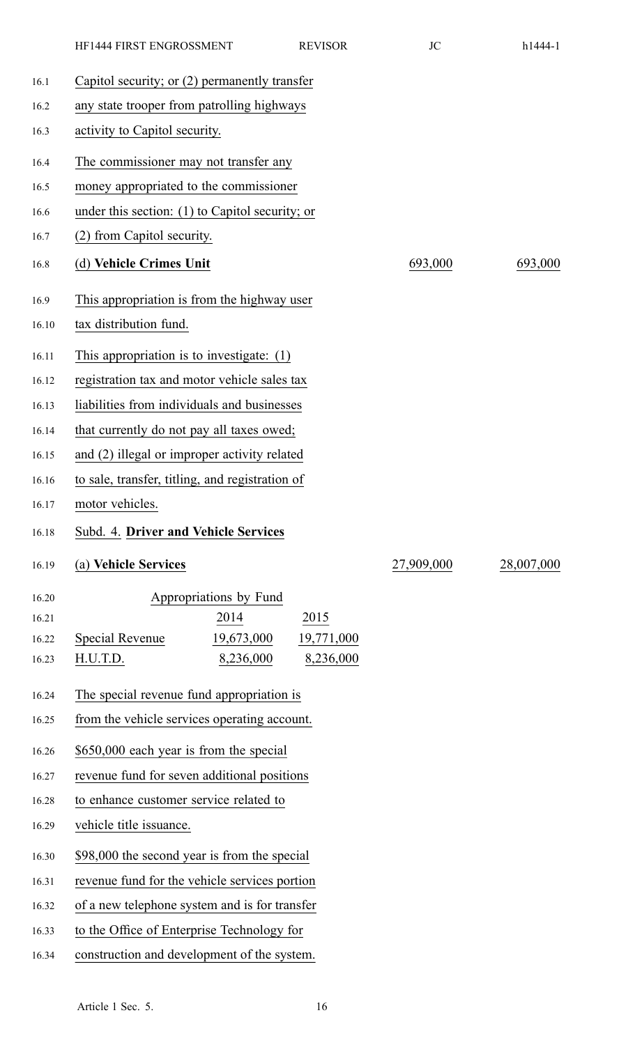Capitol security; or (2) permanently transfer any state trooper from patrolling highways activity to Capitol security.

The commissioner may not transfer any money appropriated to the commissioner under this section: (1) to Capitol security; or (2) from Capitol security.

| | | |
|---|---|---|
| (d) **Vehicle Crimes Unit** | 693,000 | 693,000 |

This appropriation is from the highway user tax distribution fund.

This appropriation is to investigate: (1) registration tax and motor vehicle sales tax liabilities from individuals and businesses that currently do not pay all taxes owed; and (2) illegal or improper activity related to sale, transfer, titling, and registration of motor vehicles.

Subd. 4. **Driver and Vehicle Services**

| | | |
|---|---|---|
| (a) **Vehicle Services** | 27,909,000 | 28,007,000 |

| Appropriations by Fund | | |
|---|---|---|
| | 2014 | 2015 |
| Special Revenue | 19,673,000 | 19,771,000 |
| H.U.T.D. | 8,236,000 | 8,236,000 |

The special revenue fund appropriation is from the vehicle services operating account.

$650,000 each year is from the special revenue fund for seven additional positions to enhance customer service related to vehicle title issuance.

$98,000 the second year is from the special revenue fund for the vehicle services portion of a new telephone system and is for transfer to the Office of Enterprise Technology for construction and development of the system.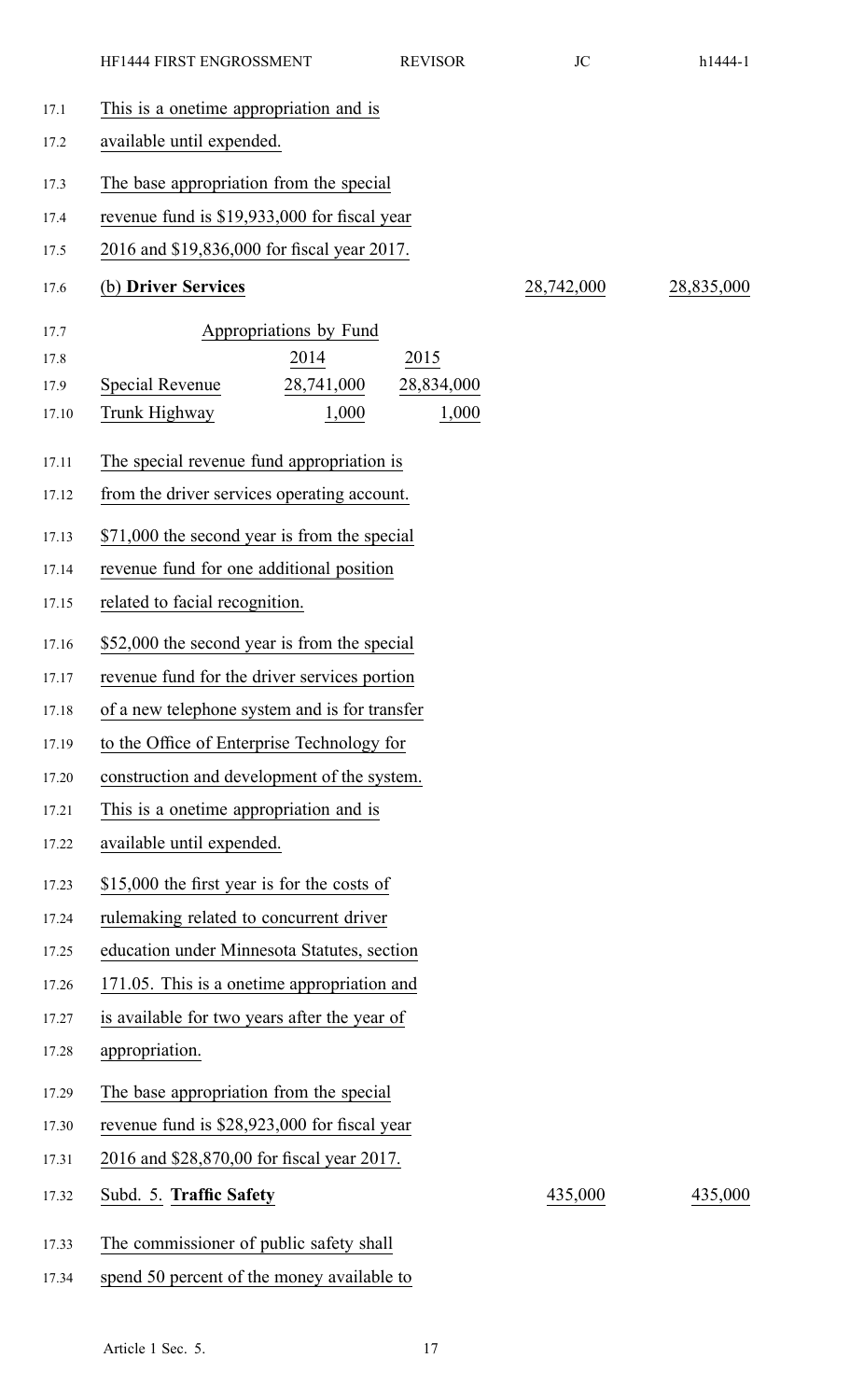This is a onetime appropriation and is available until expended.

The base appropriation from the special revenue fund is $19,933,000 for fiscal year 2016 and $19,836,000 for fiscal year 2017.

| (b) **Driver Services** | | | 28,742,000 | 28,835,000 |
|---|---|---|---|---|

| Appropriations by Fund | | |
|---|---|---|
| | 2014 | 2015 |
| Special Revenue | 28,741,000 | 28,834,000 |
| Trunk Highway | 1,000 | 1,000 |

The special revenue fund appropriation is from the driver services operating account.

$71,000 the second year is from the special revenue fund for one additional position related to facial recognition.

$52,000 the second year is from the special revenue fund for the driver services portion of a new telephone system and is for transfer to the Office of Enterprise Technology for construction and development of the system. This is a onetime appropriation and is available until expended.

$15,000 the first year is for the costs of rulemaking related to concurrent driver education under Minnesota Statutes, section 171.05. This is a onetime appropriation and is available for two years after the year of appropriation.

The base appropriation from the special revenue fund is $28,923,000 for fiscal year 2016 and $28,870,00 for fiscal year 2017.

| Subd. 5. **Traffic Safety** | 435,000 | 435,000 |
|---|---|---|

The commissioner of public safety shall spend 50 percent of the money available to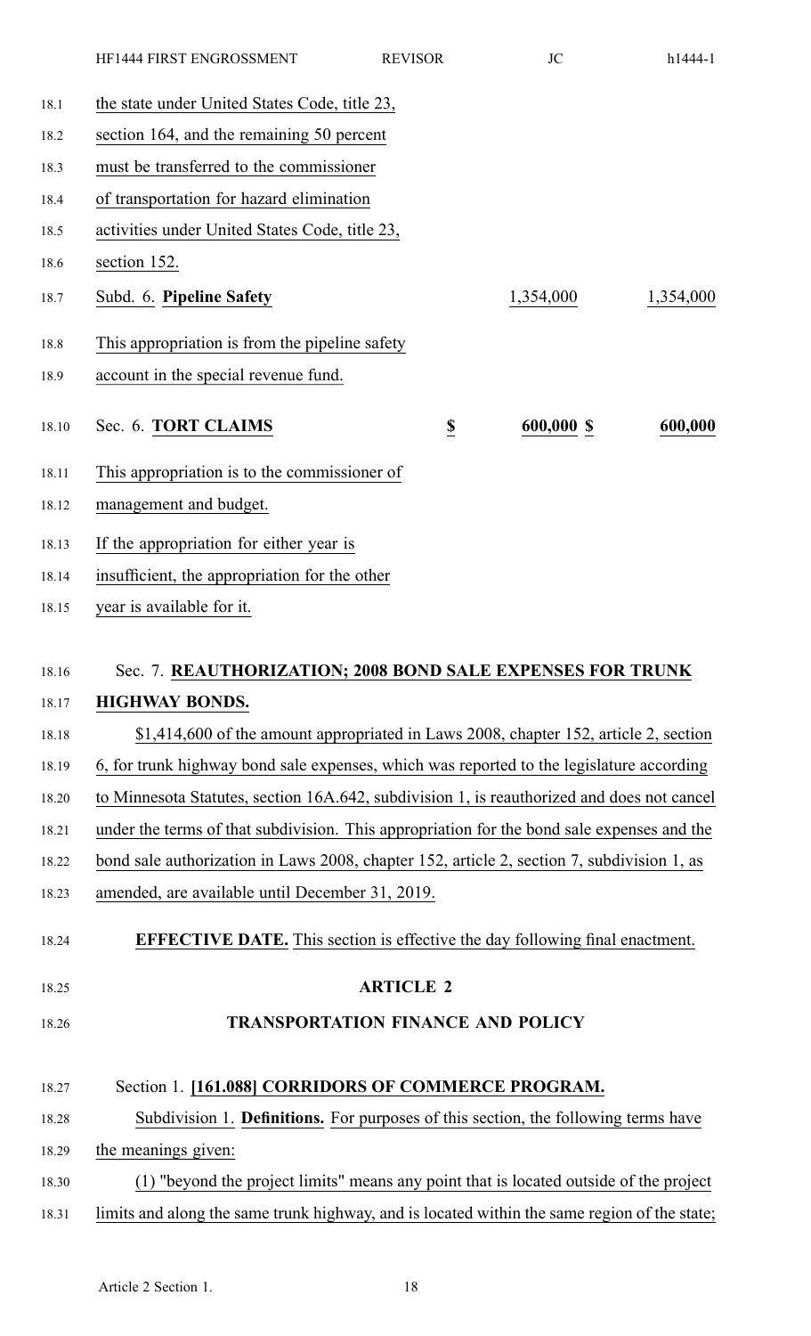the state under United States Code, title 23, section 164, and the remaining 50 percent must be transferred to the commissioner of transportation for hazard elimination activities under United States Code, title 23, section 152.

| | | |
|---|---|---|
| Subd. 6. **Pipeline Safety** | 1,354,000 | 1,354,000 |

This appropriation is from the pipeline safety account in the special revenue fund.

| | | | |
|---|---|---|---|
| Sec. 6. **TORT CLAIMS** | $ | 600,000 $ | 600,000 |

This appropriation is to the commissioner of management and budget.

If the appropriation for either year is insufficient, the appropriation for the other year is available for it.

Sec. 7. **REAUTHORIZATION; 2008 BOND SALE EXPENSES FOR TRUNK HIGHWAY BONDS.**

$1,414,600 of the amount appropriated in Laws 2008, chapter 152, article 2, section 6, for trunk highway bond sale expenses, which was reported to the legislature according to Minnesota Statutes, section 16A.642, subdivision 1, is reauthorized and does not cancel under the terms of that subdivision. This appropriation for the bond sale expenses and the bond sale authorization in Laws 2008, chapter 152, article 2, section 7, subdivision 1, as amended, are available until December 31, 2019.

**EFFECTIVE DATE.** This section is effective the day following final enactment.

## ARTICLE 2

## TRANSPORTATION FINANCE AND POLICY

Section 1. **[161.088] CORRIDORS OF COMMERCE PROGRAM.**

Subdivision 1. **Definitions.** For purposes of this section, the following terms have the meanings given:

(1) "beyond the project limits" means any point that is located outside of the project limits and along the same trunk highway, and is located within the same region of the state;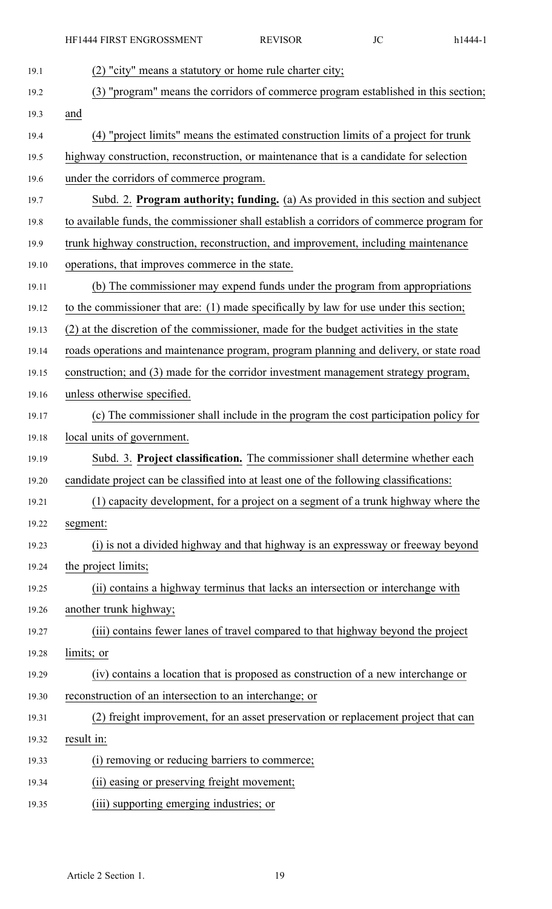(2) "city" means a statutory or home rule charter city;

(3) "program" means the corridors of commerce program established in this section; and

(4) "project limits" means the estimated construction limits of a project for trunk highway construction, reconstruction, or maintenance that is a candidate for selection under the corridors of commerce program.

Subd. 2. **Program authority; funding.** (a) As provided in this section and subject to available funds, the commissioner shall establish a corridors of commerce program for trunk highway construction, reconstruction, and improvement, including maintenance operations, that improves commerce in the state.

(b) The commissioner may expend funds under the program from appropriations to the commissioner that are: (1) made specifically by law for use under this section; (2) at the discretion of the commissioner, made for the budget activities in the state roads operations and maintenance program, program planning and delivery, or state road construction; and (3) made for the corridor investment management strategy program, unless otherwise specified.

(c) The commissioner shall include in the program the cost participation policy for local units of government.

Subd. 3. **Project classification.** The commissioner shall determine whether each candidate project can be classified into at least one of the following classifications:

(1) capacity development, for a project on a segment of a trunk highway where the segment:

(i) is not a divided highway and that highway is an expressway or freeway beyond the project limits;

(ii) contains a highway terminus that lacks an intersection or interchange with another trunk highway;

(iii) contains fewer lanes of travel compared to that highway beyond the project limits; or

(iv) contains a location that is proposed as construction of a new interchange or reconstruction of an intersection to an interchange; or

(2) freight improvement, for an asset preservation or replacement project that can result in:

(i) removing or reducing barriers to commerce;

(ii) easing or preserving freight movement;

(iii) supporting emerging industries; or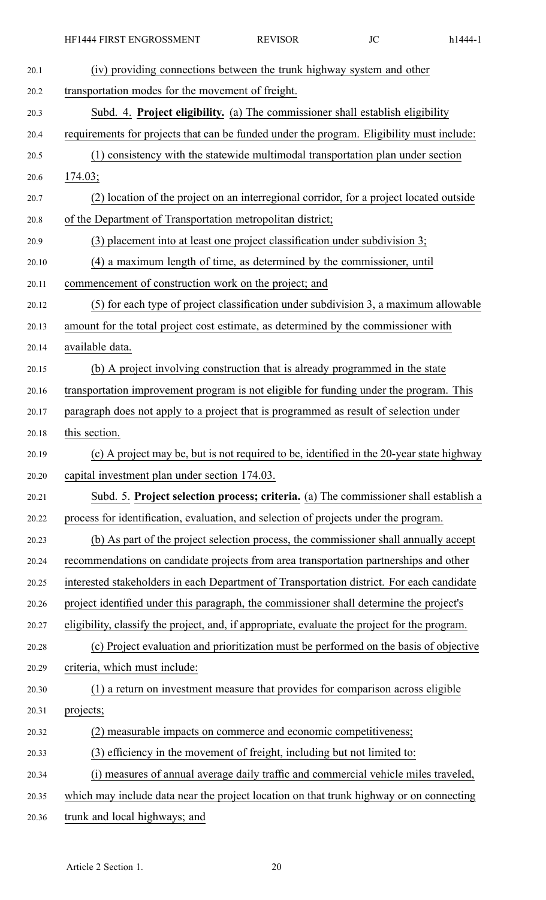(iv) providing connections between the trunk highway system and other transportation modes for the movement of freight.

Subd. 4. **Project eligibility.** (a) The commissioner shall establish eligibility requirements for projects that can be funded under the program. Eligibility must include:

(1) consistency with the statewide multimodal transportation plan under section 174.03;

(2) location of the project on an interregional corridor, for a project located outside of the Department of Transportation metropolitan district;

(3) placement into at least one project classification under subdivision 3;

(4) a maximum length of time, as determined by the commissioner, until commencement of construction work on the project; and

(5) for each type of project classification under subdivision 3, a maximum allowable amount for the total project cost estimate, as determined by the commissioner with available data.

(b) A project involving construction that is already programmed in the state transportation improvement program is not eligible for funding under the program. This paragraph does not apply to a project that is programmed as result of selection under this section.

(c) A project may be, but is not required to be, identified in the 20-year state highway capital investment plan under section 174.03.

Subd. 5. **Project selection process; criteria.** (a) The commissioner shall establish a process for identification, evaluation, and selection of projects under the program.

(b) As part of the project selection process, the commissioner shall annually accept recommendations on candidate projects from area transportation partnerships and other interested stakeholders in each Department of Transportation district. For each candidate project identified under this paragraph, the commissioner shall determine the project's eligibility, classify the project, and, if appropriate, evaluate the project for the program.

(c) Project evaluation and prioritization must be performed on the basis of objective criteria, which must include:

(1) a return on investment measure that provides for comparison across eligible projects;

(2) measurable impacts on commerce and economic competitiveness;

(3) efficiency in the movement of freight, including but not limited to:

(i) measures of annual average daily traffic and commercial vehicle miles traveled, which may include data near the project location on that trunk highway or on connecting trunk and local highways; and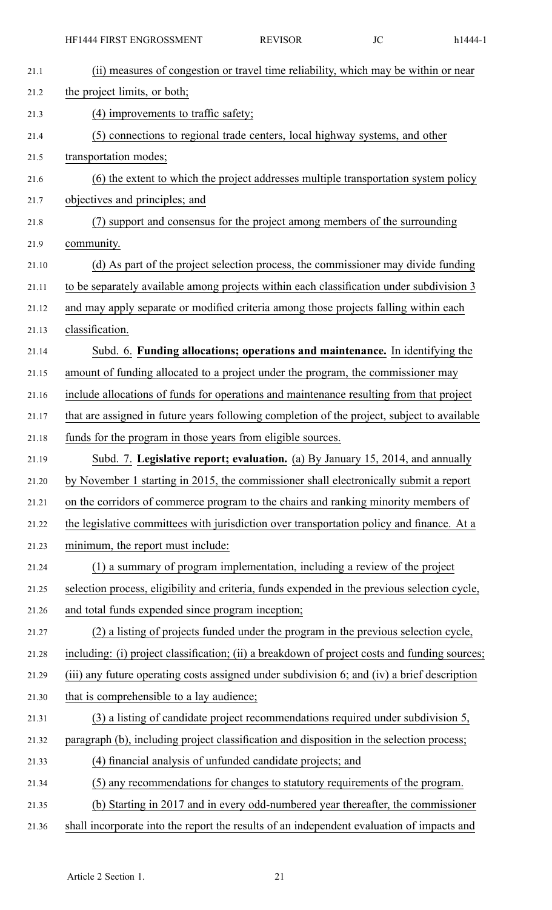(ii) measures of congestion or travel time reliability, which may be within or near the project limits, or both;

(4) improvements to traffic safety;

(5) connections to regional trade centers, local highway systems, and other transportation modes;

(6) the extent to which the project addresses multiple transportation system policy objectives and principles; and

(7) support and consensus for the project among members of the surrounding community.

(d) As part of the project selection process, the commissioner may divide funding to be separately available among projects within each classification under subdivision 3 and may apply separate or modified criteria among those projects falling within each classification.

Subd. 6. **Funding allocations; operations and maintenance.** In identifying the amount of funding allocated to a project under the program, the commissioner may include allocations of funds for operations and maintenance resulting from that project that are assigned in future years following completion of the project, subject to available funds for the program in those years from eligible sources.

Subd. 7. **Legislative report; evaluation.** (a) By January 15, 2014, and annually by November 1 starting in 2015, the commissioner shall electronically submit a report on the corridors of commerce program to the chairs and ranking minority members of the legislative committees with jurisdiction over transportation policy and finance. At a minimum, the report must include:

(1) a summary of program implementation, including a review of the project selection process, eligibility and criteria, funds expended in the previous selection cycle, and total funds expended since program inception;

(2) a listing of projects funded under the program in the previous selection cycle, including: (i) project classification; (ii) a breakdown of project costs and funding sources; (iii) any future operating costs assigned under subdivision 6; and (iv) a brief description that is comprehensible to a lay audience;

(3) a listing of candidate project recommendations required under subdivision 5, paragraph (b), including project classification and disposition in the selection process;

(4) financial analysis of unfunded candidate projects; and

(5) any recommendations for changes to statutory requirements of the program.

(b) Starting in 2017 and in every odd-numbered year thereafter, the commissioner shall incorporate into the report the results of an independent evaluation of impacts and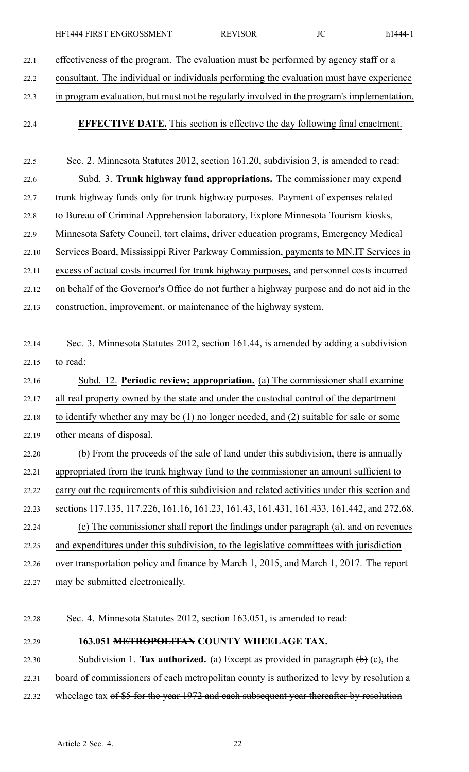effectiveness of the program. The evaluation must be performed by agency staff or a consultant. The individual or individuals performing the evaluation must have experience in program evaluation, but must not be regularly involved in the program's implementation.

**EFFECTIVE DATE.** This section is effective the day following final enactment.

Sec. 2. Minnesota Statutes 2012, section 161.20, subdivision 3, is amended to read:

Subd. 3. **Trunk highway fund appropriations.** The commissioner may expend trunk highway funds only for trunk highway purposes. Payment of expenses related to Bureau of Criminal Apprehension laboratory, Explore Minnesota Tourism kiosks, Minnesota Safety Council, ~~tort claims,~~ driver education programs, Emergency Medical Services Board, Mississippi River Parkway Commission, payments to MN.IT Services in excess of actual costs incurred for trunk highway purposes, and personnel costs incurred on behalf of the Governor's Office do not further a highway purpose and do not aid in the construction, improvement, or maintenance of the highway system.

Sec. 3. Minnesota Statutes 2012, section 161.44, is amended by adding a subdivision to read:

Subd. 12. **Periodic review; appropriation.** (a) The commissioner shall examine all real property owned by the state and under the custodial control of the department to identify whether any may be (1) no longer needed, and (2) suitable for sale or some other means of disposal.

(b) From the proceeds of the sale of land under this subdivision, there is annually appropriated from the trunk highway fund to the commissioner an amount sufficient to carry out the requirements of this subdivision and related activities under this section and sections 117.135, 117.226, 161.16, 161.23, 161.43, 161.431, 161.433, 161.442, and 272.68.

(c) The commissioner shall report the findings under paragraph (a), and on revenues and expenditures under this subdivision, to the legislative committees with jurisdiction over transportation policy and finance by March 1, 2015, and March 1, 2017. The report may be submitted electronically.

Sec. 4. Minnesota Statutes 2012, section 163.051, is amended to read:

**163.051 ~~METROPOLITAN~~ COUNTY WHEELAGE TAX.**

Subdivision 1. **Tax authorized.** (a) Except as provided in paragraph ~~(b)~~ (c), the board of commissioners of each ~~metropolitan~~ county is authorized to levy by resolution a wheelage tax ~~of $5 for the year 1972 and each subsequent year thereafter by resolution~~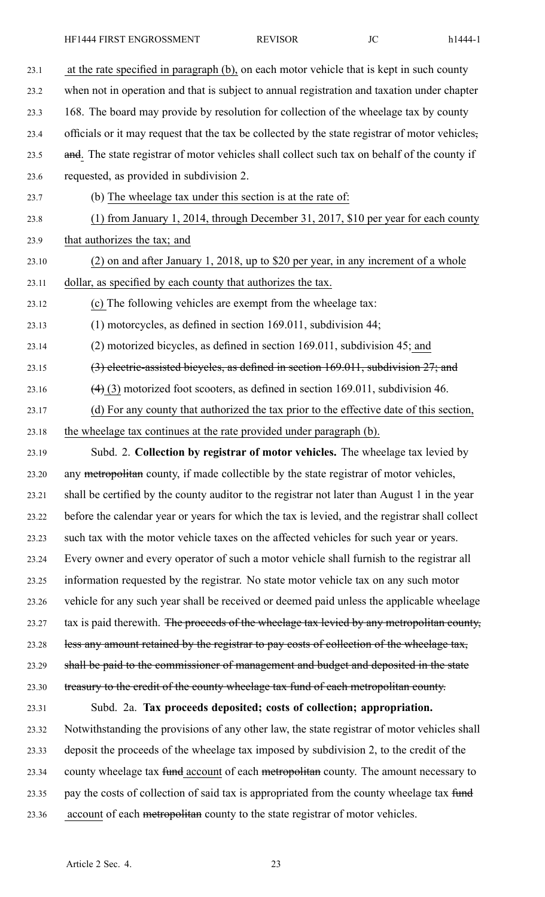at the rate specified in paragraph (b), on each motor vehicle that is kept in such county when not in operation and that is subject to annual registration and taxation under chapter 168. The board may provide by resolution for collection of the wheelage tax by county officials or it may request that the tax be collected by the state registrar of motor vehicles, and. The state registrar of motor vehicles shall collect such tax on behalf of the county if requested, as provided in subdivision 2.

(b) The wheelage tax under this section is at the rate of:

(1) from January 1, 2014, through December 31, 2017, $10 per year for each county that authorizes the tax; and

(2) on and after January 1, 2018, up to $20 per year, in any increment of a whole dollar, as specified by each county that authorizes the tax.

(c) The following vehicles are exempt from the wheelage tax:

(1) motorcycles, as defined in section 169.011, subdivision 44;

(2) motorized bicycles, as defined in section 169.011, subdivision 45; and

~~(3) electric-assisted bicycles, as defined in section 169.011, subdivision 27; and~~

~~(4)~~ (3) motorized foot scooters, as defined in section 169.011, subdivision 46.

(d) For any county that authorized the tax prior to the effective date of this section, the wheelage tax continues at the rate provided under paragraph (b).

Subd. 2. **Collection by registrar of motor vehicles.** The wheelage tax levied by any ~~metropolitan~~ county, if made collectible by the state registrar of motor vehicles, shall be certified by the county auditor to the registrar not later than August 1 in the year before the calendar year or years for which the tax is levied, and the registrar shall collect such tax with the motor vehicle taxes on the affected vehicles for such year or years. Every owner and every operator of such a motor vehicle shall furnish to the registrar all information requested by the registrar. No state motor vehicle tax on any such motor vehicle for any such year shall be received or deemed paid unless the applicable wheelage tax is paid therewith. ~~The proceeds of the wheelage tax levied by any metropolitan county, less any amount retained by the registrar to pay costs of collection of the wheelage tax, shall be paid to the commissioner of management and budget and deposited in the state treasury to the credit of the county wheelage tax fund of each metropolitan county.~~

Subd. 2a. **Tax proceeds deposited; costs of collection; appropriation.** Notwithstanding the provisions of any other law, the state registrar of motor vehicles shall deposit the proceeds of the wheelage tax imposed by subdivision 2, to the credit of the county wheelage tax ~~fund~~ account of each ~~metropolitan~~ county. The amount necessary to pay the costs of collection of said tax is appropriated from the county wheelage tax ~~fund~~ account of each ~~metropolitan~~ county to the state registrar of motor vehicles.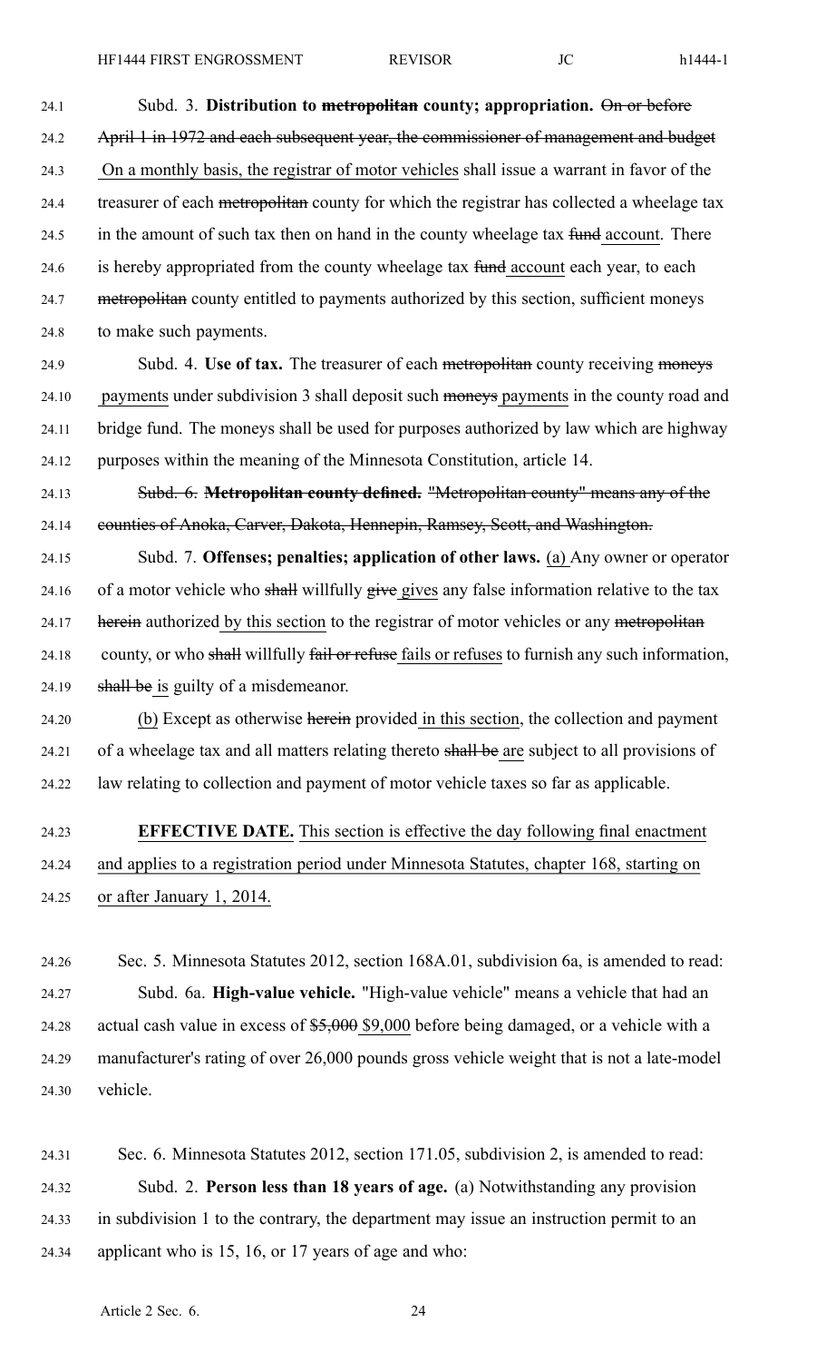Subd. 3. **Distribution to ~~metropolitan~~ county; appropriation.** ~~On or before April 1 in 1972 and each subsequent year, the commissioner of management and budget~~ On a monthly basis, the registrar of motor vehicles shall issue a warrant in favor of the treasurer of each ~~metropolitan~~ county for which the registrar has collected a wheelage tax in the amount of such tax then on hand in the county wheelage tax ~~fund~~ account. There is hereby appropriated from the county wheelage tax ~~fund~~ account each year, to each ~~metropolitan~~ county entitled to payments authorized by this section, sufficient moneys to make such payments.

Subd. 4. **Use of tax.** The treasurer of each ~~metropolitan~~ county receiving ~~moneys~~ payments under subdivision 3 shall deposit such ~~moneys~~ payments in the county road and bridge fund. The moneys shall be used for purposes authorized by law which are highway purposes within the meaning of the Minnesota Constitution, article 14.

~~Subd. 6. **Metropolitan county defined.** "Metropolitan county" means any of the counties of Anoka, Carver, Dakota, Hennepin, Ramsey, Scott, and Washington.~~

Subd. 7. **Offenses; penalties; application of other laws.** (a) Any owner or operator of a motor vehicle who ~~shall~~ willfully ~~give~~ gives any false information relative to the tax ~~herein~~ authorized by this section to the registrar of motor vehicles or any ~~metropolitan~~ county, or who ~~shall~~ willfully ~~fail or refuse~~ fails or refuses to furnish any such information, ~~shall be~~ is guilty of a misdemeanor.

(b) Except as otherwise ~~herein~~ provided in this section, the collection and payment of a wheelage tax and all matters relating thereto ~~shall be~~ are subject to all provisions of law relating to collection and payment of motor vehicle taxes so far as applicable.

**EFFECTIVE DATE.** This section is effective the day following final enactment and applies to a registration period under Minnesota Statutes, chapter 168, starting on or after January 1, 2014.

Sec. 5. Minnesota Statutes 2012, section 168A.01, subdivision 6a, is amended to read:

Subd. 6a. **High-value vehicle.** "High-value vehicle" means a vehicle that had an actual cash value in excess of ~~$5,000~~ $9,000 before being damaged, or a vehicle with a manufacturer's rating of over 26,000 pounds gross vehicle weight that is not a late-model vehicle.

Sec. 6. Minnesota Statutes 2012, section 171.05, subdivision 2, is amended to read:

Subd. 2. **Person less than 18 years of age.** (a) Notwithstanding any provision in subdivision 1 to the contrary, the department may issue an instruction permit to an applicant who is 15, 16, or 17 years of age and who: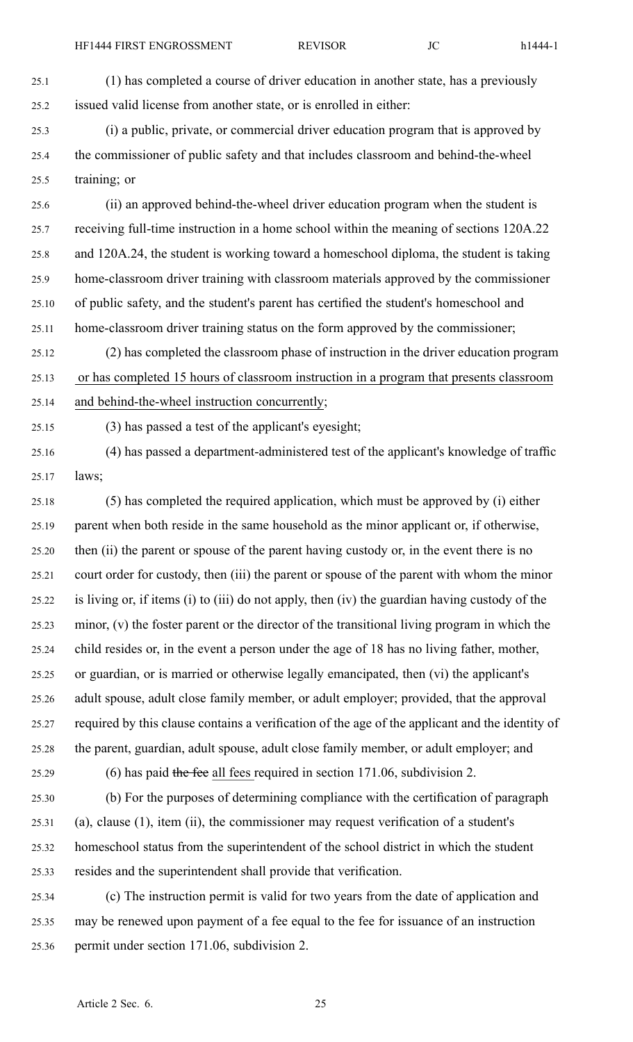(1) has completed a course of driver education in another state, has a previously issued valid license from another state, or is enrolled in either:

(i) a public, private, or commercial driver education program that is approved by the commissioner of public safety and that includes classroom and behind-the-wheel training; or

(ii) an approved behind-the-wheel driver education program when the student is receiving full-time instruction in a home school within the meaning of sections 120A.22 and 120A.24, the student is working toward a homeschool diploma, the student is taking home-classroom driver training with classroom materials approved by the commissioner of public safety, and the student's parent has certified the student's homeschool and home-classroom driver training status on the form approved by the commissioner;

(2) has completed the classroom phase of instruction in the driver education program or has completed 15 hours of classroom instruction in a program that presents classroom and behind-the-wheel instruction concurrently;

(3) has passed a test of the applicant's eyesight;

(4) has passed a department-administered test of the applicant's knowledge of traffic laws;

(5) has completed the required application, which must be approved by (i) either parent when both reside in the same household as the minor applicant or, if otherwise, then (ii) the parent or spouse of the parent having custody or, in the event there is no court order for custody, then (iii) the parent or spouse of the parent with whom the minor is living or, if items (i) to (iii) do not apply, then (iv) the guardian having custody of the minor, (v) the foster parent or the director of the transitional living program in which the child resides or, in the event a person under the age of 18 has no living father, mother, or guardian, or is married or otherwise legally emancipated, then (vi) the applicant's adult spouse, adult close family member, or adult employer; provided, that the approval required by this clause contains a verification of the age of the applicant and the identity of the parent, guardian, adult spouse, adult close family member, or adult employer; and

(6) has paid ~~the fee~~ all fees required in section 171.06, subdivision 2.

(b) For the purposes of determining compliance with the certification of paragraph (a), clause (1), item (ii), the commissioner may request verification of a student's homeschool status from the superintendent of the school district in which the student resides and the superintendent shall provide that verification.

(c) The instruction permit is valid for two years from the date of application and may be renewed upon payment of a fee equal to the fee for issuance of an instruction permit under section 171.06, subdivision 2.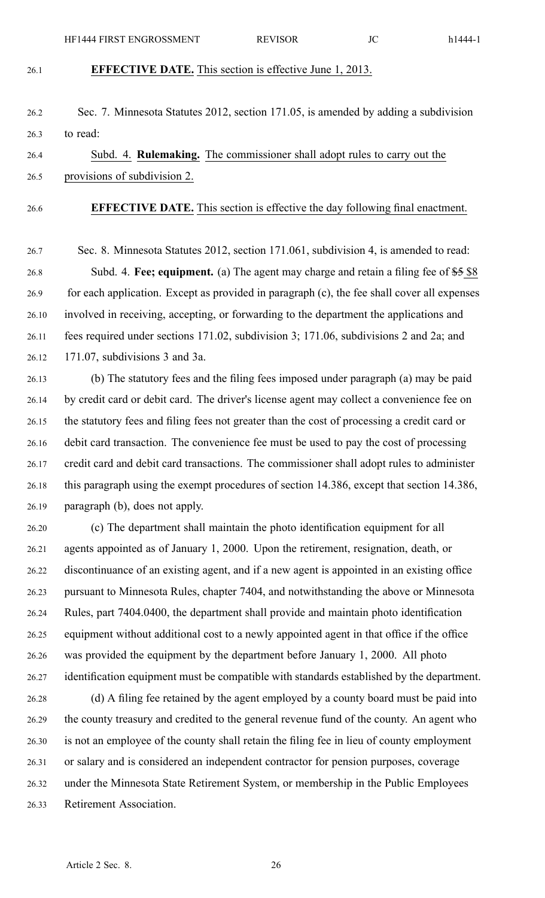**EFFECTIVE DATE.** This section is effective June 1, 2013.

Sec. 7. Minnesota Statutes 2012, section 171.05, is amended by adding a subdivision to read:

Subd. 4. **Rulemaking.** The commissioner shall adopt rules to carry out the provisions of subdivision 2.

**EFFECTIVE DATE.** This section is effective the day following final enactment.

Sec. 8. Minnesota Statutes 2012, section 171.061, subdivision 4, is amended to read:

Subd. 4. **Fee; equipment.** (a) The agent may charge and retain a filing fee of ~~$5~~ $8 for each application. Except as provided in paragraph (c), the fee shall cover all expenses involved in receiving, accepting, or forwarding to the department the applications and fees required under sections 171.02, subdivision 3; 171.06, subdivisions 2 and 2a; and 171.07, subdivisions 3 and 3a.

(b) The statutory fees and the filing fees imposed under paragraph (a) may be paid by credit card or debit card. The driver's license agent may collect a convenience fee on the statutory fees and filing fees not greater than the cost of processing a credit card or debit card transaction. The convenience fee must be used to pay the cost of processing credit card and debit card transactions. The commissioner shall adopt rules to administer this paragraph using the exempt procedures of section 14.386, except that section 14.386, paragraph (b), does not apply.

(c) The department shall maintain the photo identification equipment for all agents appointed as of January 1, 2000. Upon the retirement, resignation, death, or discontinuance of an existing agent, and if a new agent is appointed in an existing office pursuant to Minnesota Rules, chapter 7404, and notwithstanding the above or Minnesota Rules, part 7404.0400, the department shall provide and maintain photo identification equipment without additional cost to a newly appointed agent in that office if the office was provided the equipment by the department before January 1, 2000. All photo identification equipment must be compatible with standards established by the department.

(d) A filing fee retained by the agent employed by a county board must be paid into the county treasury and credited to the general revenue fund of the county. An agent who is not an employee of the county shall retain the filing fee in lieu of county employment or salary and is considered an independent contractor for pension purposes, coverage under the Minnesota State Retirement System, or membership in the Public Employees Retirement Association.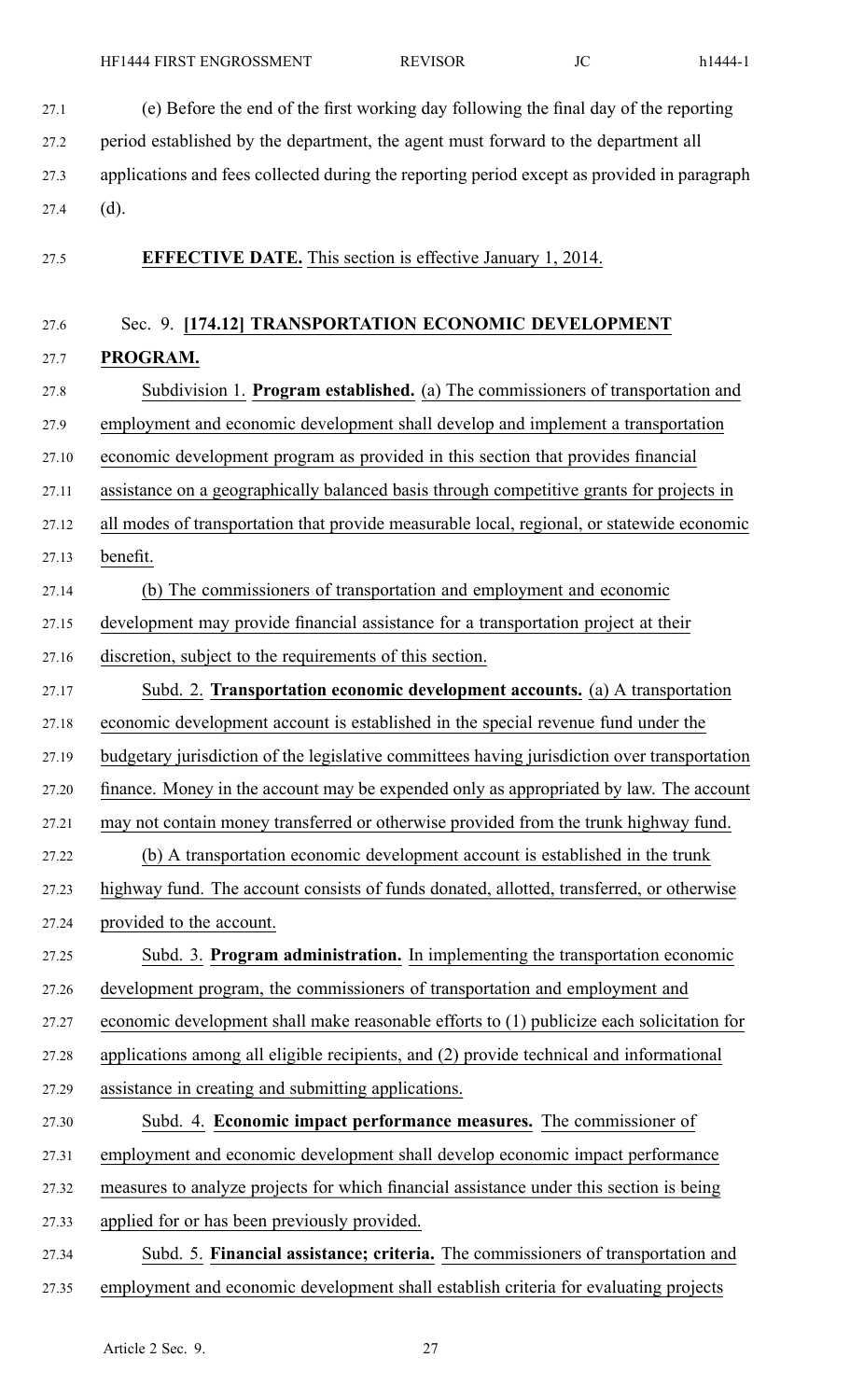(e) Before the end of the first working day following the final day of the reporting period established by the department, the agent must forward to the department all applications and fees collected during the reporting period except as provided in paragraph (d).

**EFFECTIVE DATE.** This section is effective January 1, 2014.

Sec. 9. **[174.12] TRANSPORTATION ECONOMIC DEVELOPMENT PROGRAM.**

Subdivision 1. **Program established.** (a) The commissioners of transportation and employment and economic development shall develop and implement a transportation economic development program as provided in this section that provides financial assistance on a geographically balanced basis through competitive grants for projects in all modes of transportation that provide measurable local, regional, or statewide economic benefit.

(b) The commissioners of transportation and employment and economic development may provide financial assistance for a transportation project at their discretion, subject to the requirements of this section.

Subd. 2. **Transportation economic development accounts.** (a) A transportation economic development account is established in the special revenue fund under the budgetary jurisdiction of the legislative committees having jurisdiction over transportation finance. Money in the account may be expended only as appropriated by law. The account may not contain money transferred or otherwise provided from the trunk highway fund.

(b) A transportation economic development account is established in the trunk highway fund. The account consists of funds donated, allotted, transferred, or otherwise provided to the account.

Subd. 3. **Program administration.** In implementing the transportation economic development program, the commissioners of transportation and employment and economic development shall make reasonable efforts to (1) publicize each solicitation for applications among all eligible recipients, and (2) provide technical and informational assistance in creating and submitting applications.

Subd. 4. **Economic impact performance measures.** The commissioner of employment and economic development shall develop economic impact performance measures to analyze projects for which financial assistance under this section is being applied for or has been previously provided.

Subd. 5. **Financial assistance; criteria.** The commissioners of transportation and employment and economic development shall establish criteria for evaluating projects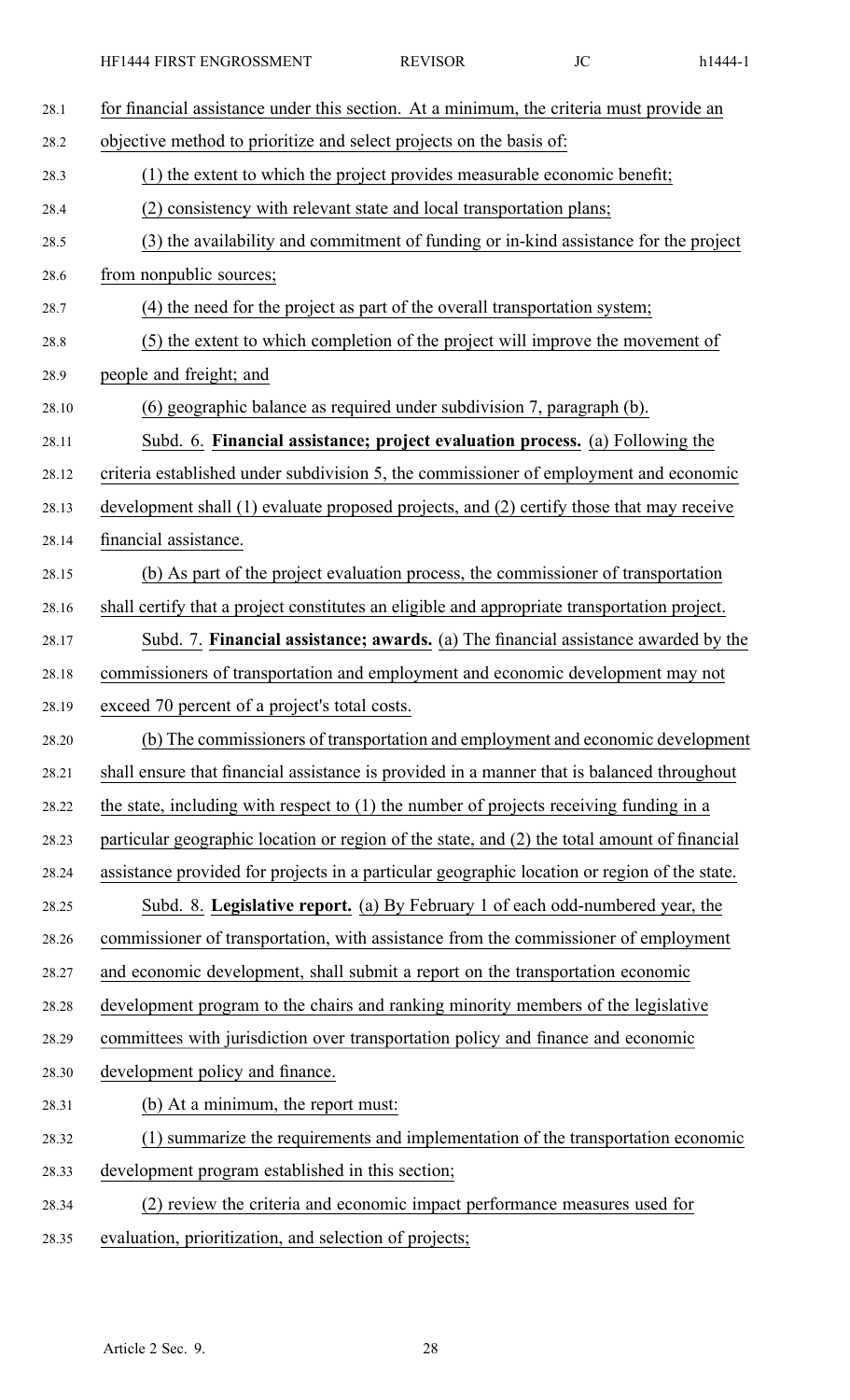for financial assistance under this section. At a minimum, the criteria must provide an objective method to prioritize and select projects on the basis of:

(1) the extent to which the project provides measurable economic benefit;

(2) consistency with relevant state and local transportation plans;

(3) the availability and commitment of funding or in-kind assistance for the project from nonpublic sources;

(4) the need for the project as part of the overall transportation system;

(5) the extent to which completion of the project will improve the movement of people and freight; and

(6) geographic balance as required under subdivision 7, paragraph (b).

Subd. 6. **Financial assistance; project evaluation process.** (a) Following the criteria established under subdivision 5, the commissioner of employment and economic development shall (1) evaluate proposed projects, and (2) certify those that may receive financial assistance.

(b) As part of the project evaluation process, the commissioner of transportation shall certify that a project constitutes an eligible and appropriate transportation project.

Subd. 7. **Financial assistance; awards.** (a) The financial assistance awarded by the commissioners of transportation and employment and economic development may not exceed 70 percent of a project's total costs.

(b) The commissioners of transportation and employment and economic development shall ensure that financial assistance is provided in a manner that is balanced throughout the state, including with respect to (1) the number of projects receiving funding in a particular geographic location or region of the state, and (2) the total amount of financial assistance provided for projects in a particular geographic location or region of the state.

Subd. 8. **Legislative report.** (a) By February 1 of each odd-numbered year, the commissioner of transportation, with assistance from the commissioner of employment and economic development, shall submit a report on the transportation economic development program to the chairs and ranking minority members of the legislative committees with jurisdiction over transportation policy and finance and economic development policy and finance.

(b) At a minimum, the report must:

(1) summarize the requirements and implementation of the transportation economic development program established in this section;

(2) review the criteria and economic impact performance measures used for evaluation, prioritization, and selection of projects;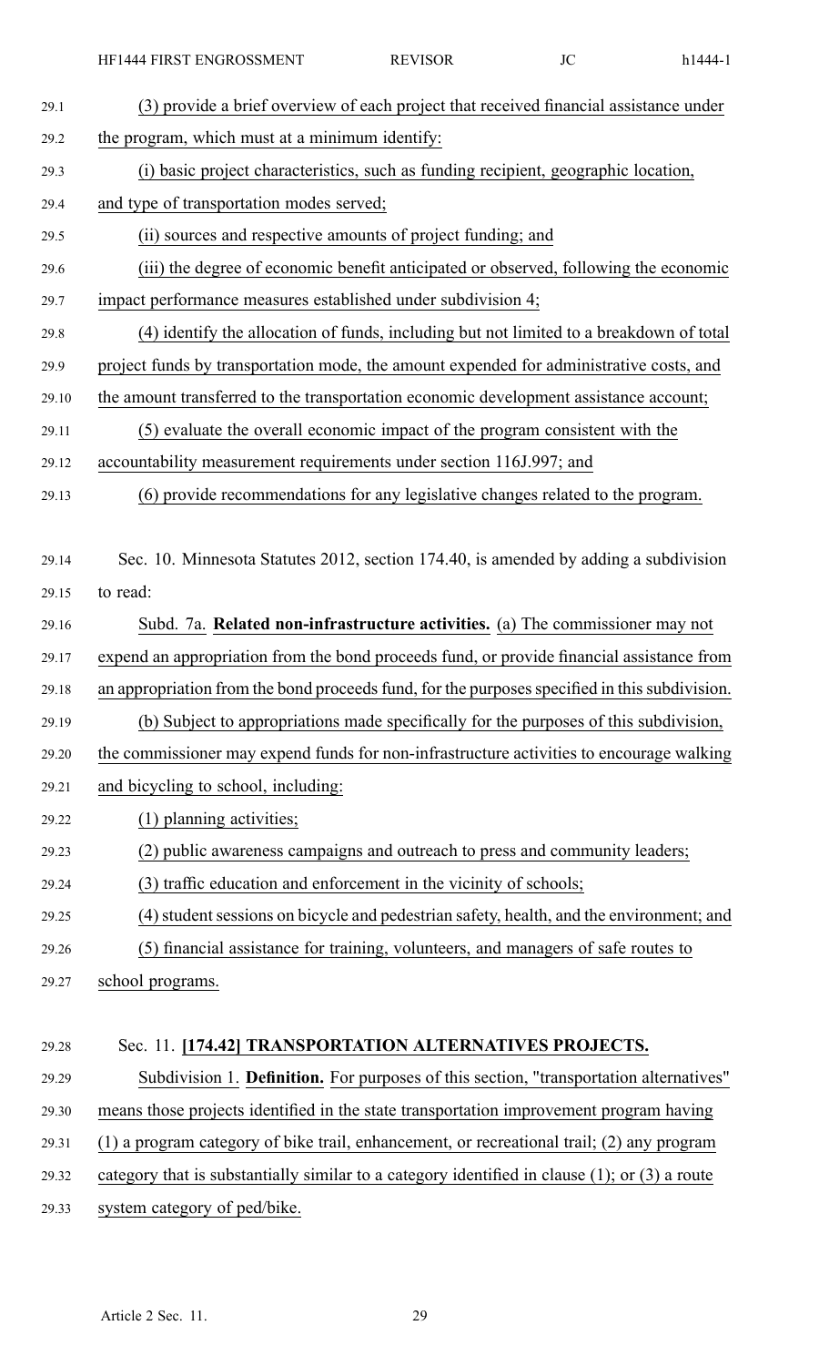(3) provide a brief overview of each project that received financial assistance under the program, which must at a minimum identify:

(i) basic project characteristics, such as funding recipient, geographic location, and type of transportation modes served;

(ii) sources and respective amounts of project funding; and

(iii) the degree of economic benefit anticipated or observed, following the economic impact performance measures established under subdivision 4;

(4) identify the allocation of funds, including but not limited to a breakdown of total project funds by transportation mode, the amount expended for administrative costs, and the amount transferred to the transportation economic development assistance account;

(5) evaluate the overall economic impact of the program consistent with the accountability measurement requirements under section 116J.997; and

(6) provide recommendations for any legislative changes related to the program.

Sec. 10. Minnesota Statutes 2012, section 174.40, is amended by adding a subdivision to read:

Subd. 7a. **Related non-infrastructure activities.** (a) The commissioner may not expend an appropriation from the bond proceeds fund, or provide financial assistance from an appropriation from the bond proceeds fund, for the purposes specified in this subdivision.

(b) Subject to appropriations made specifically for the purposes of this subdivision, the commissioner may expend funds for non-infrastructure activities to encourage walking and bicycling to school, including:

(1) planning activities;

(2) public awareness campaigns and outreach to press and community leaders;

(3) traffic education and enforcement in the vicinity of schools;

(4) student sessions on bicycle and pedestrian safety, health, and the environment; and

(5) financial assistance for training, volunteers, and managers of safe routes to school programs.

Sec. 11. **[174.42] TRANSPORTATION ALTERNATIVES PROJECTS.**

Subdivision 1. **Definition.** For purposes of this section, "transportation alternatives" means those projects identified in the state transportation improvement program having (1) a program category of bike trail, enhancement, or recreational trail; (2) any program category that is substantially similar to a category identified in clause (1); or (3) a route system category of ped/bike.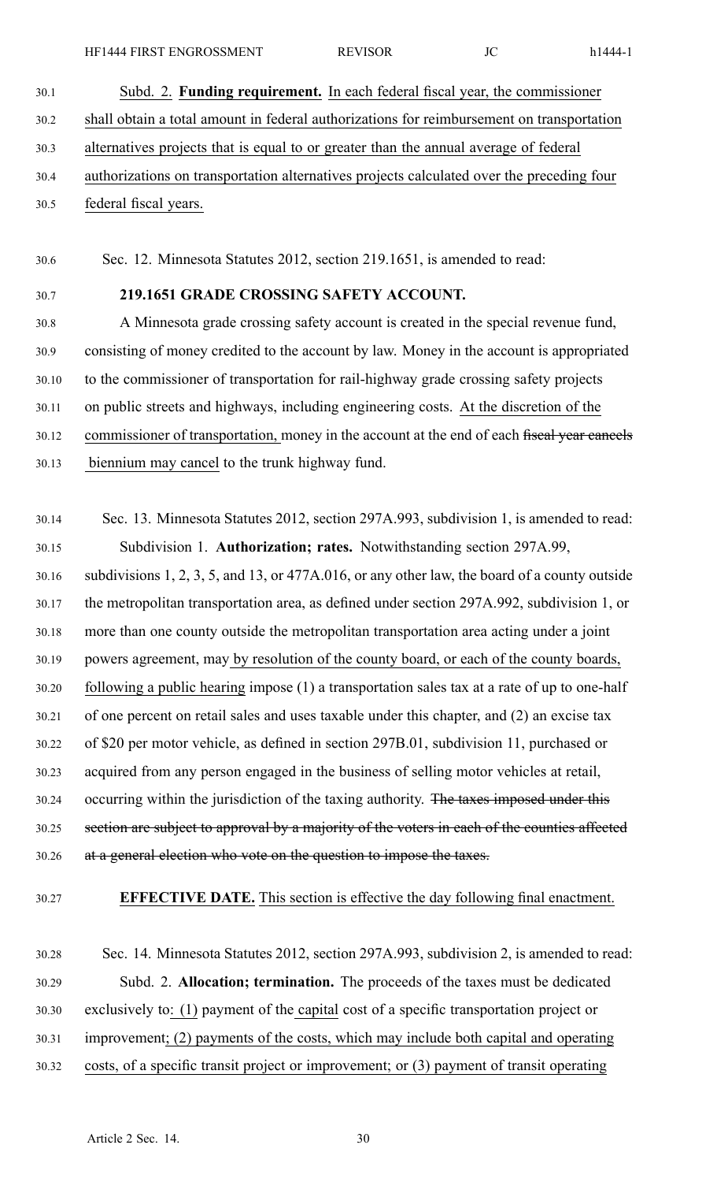Subd. 2. **Funding requirement.** In each federal fiscal year, the commissioner shall obtain a total amount in federal authorizations for reimbursement on transportation alternatives projects that is equal to or greater than the annual average of federal authorizations on transportation alternatives projects calculated over the preceding four federal fiscal years.

Sec. 12. Minnesota Statutes 2012, section 219.1651, is amended to read:

**219.1651 GRADE CROSSING SAFETY ACCOUNT.**

A Minnesota grade crossing safety account is created in the special revenue fund, consisting of money credited to the account by law. Money in the account is appropriated to the commissioner of transportation for rail-highway grade crossing safety projects on public streets and highways, including engineering costs. At the discretion of the commissioner of transportation, money in the account at the end of each ~~fiscal year cancels~~ biennium may cancel to the trunk highway fund.

Sec. 13. Minnesota Statutes 2012, section 297A.993, subdivision 1, is amended to read:

Subdivision 1. **Authorization; rates.** Notwithstanding section 297A.99, subdivisions 1, 2, 3, 5, and 13, or 477A.016, or any other law, the board of a county outside the metropolitan transportation area, as defined under section 297A.992, subdivision 1, or more than one county outside the metropolitan transportation area acting under a joint powers agreement, may by resolution of the county board, or each of the county boards, following a public hearing impose (1) a transportation sales tax at a rate of up to one-half of one percent on retail sales and uses taxable under this chapter, and (2) an excise tax of $20 per motor vehicle, as defined in section 297B.01, subdivision 11, purchased or acquired from any person engaged in the business of selling motor vehicles at retail, occurring within the jurisdiction of the taxing authority. ~~The taxes imposed under this section are subject to approval by a majority of the voters in each of the counties affected at a general election who vote on the question to impose the taxes.~~

**EFFECTIVE DATE.** This section is effective the day following final enactment.

Sec. 14. Minnesota Statutes 2012, section 297A.993, subdivision 2, is amended to read:

Subd. 2. **Allocation; termination.** The proceeds of the taxes must be dedicated exclusively to: (1) payment of the capital cost of a specific transportation project or improvement; (2) payments of the costs, which may include both capital and operating costs, of a specific transit project or improvement; or (3) payment of transit operating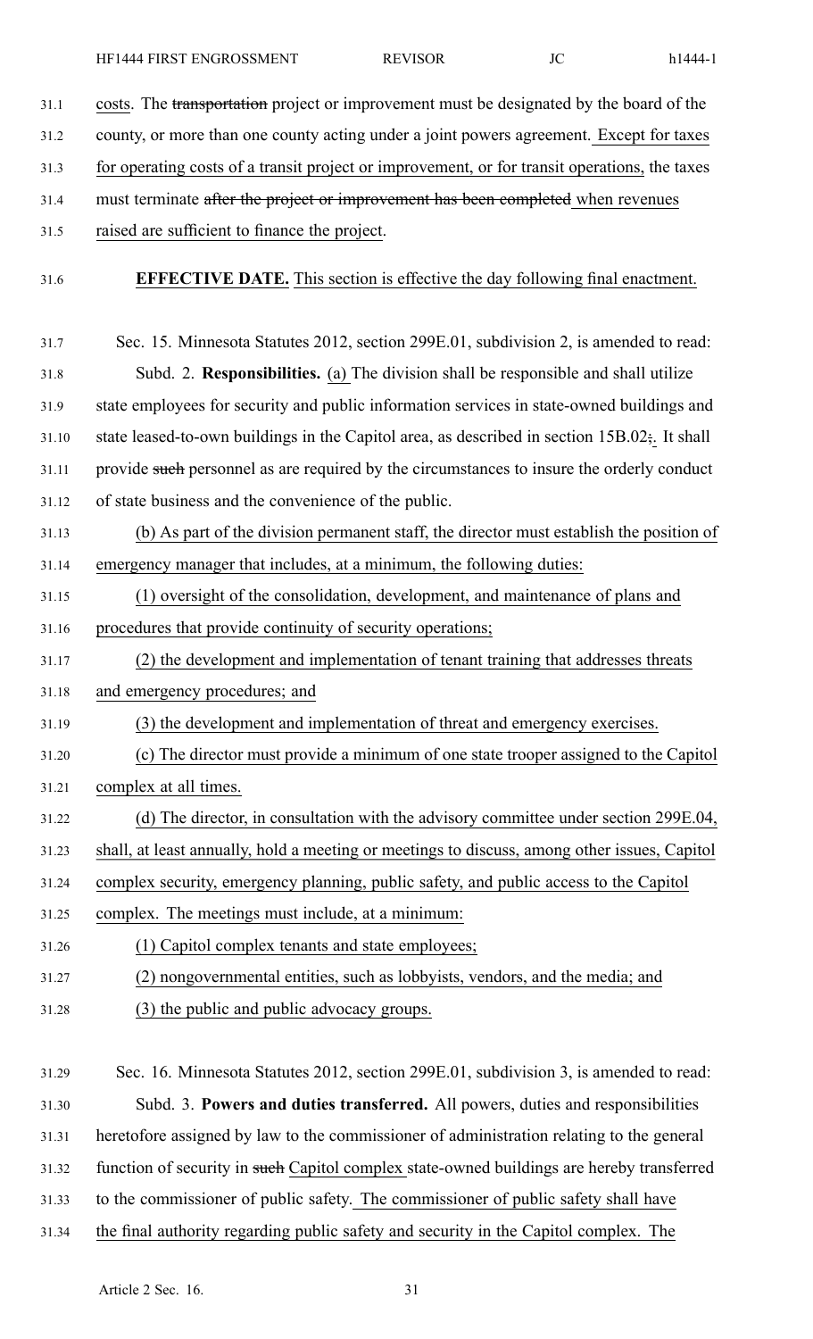costs. The ~~transportation~~ project or improvement must be designated by the board of the county, or more than one county acting under a joint powers agreement. Except for taxes for operating costs of a transit project or improvement, or for transit operations, the taxes must terminate ~~after the project or improvement has been completed~~ when revenues raised are sufficient to finance the project.

**EFFECTIVE DATE.** This section is effective the day following final enactment.

Sec. 15. Minnesota Statutes 2012, section 299E.01, subdivision 2, is amended to read:

Subd. 2. **Responsibilities.** (a) The division shall be responsible and shall utilize state employees for security and public information services in state-owned buildings and state leased-to-own buildings in the Capitol area, as described in section 15B.02~~;~~. It shall provide ~~such~~ personnel as are required by the circumstances to insure the orderly conduct of state business and the convenience of the public.

(b) As part of the division permanent staff, the director must establish the position of emergency manager that includes, at a minimum, the following duties:

(1) oversight of the consolidation, development, and maintenance of plans and procedures that provide continuity of security operations;

(2) the development and implementation of tenant training that addresses threats and emergency procedures; and

(3) the development and implementation of threat and emergency exercises.

(c) The director must provide a minimum of one state trooper assigned to the Capitol complex at all times.

(d) The director, in consultation with the advisory committee under section 299E.04, shall, at least annually, hold a meeting or meetings to discuss, among other issues, Capitol complex security, emergency planning, public safety, and public access to the Capitol complex. The meetings must include, at a minimum:

(1) Capitol complex tenants and state employees;

(2) nongovernmental entities, such as lobbyists, vendors, and the media; and

(3) the public and public advocacy groups.

Sec. 16. Minnesota Statutes 2012, section 299E.01, subdivision 3, is amended to read:

Subd. 3. **Powers and duties transferred.** All powers, duties and responsibilities heretofore assigned by law to the commissioner of administration relating to the general function of security in ~~such~~ Capitol complex state-owned buildings are hereby transferred to the commissioner of public safety. The commissioner of public safety shall have the final authority regarding public safety and security in the Capitol complex. The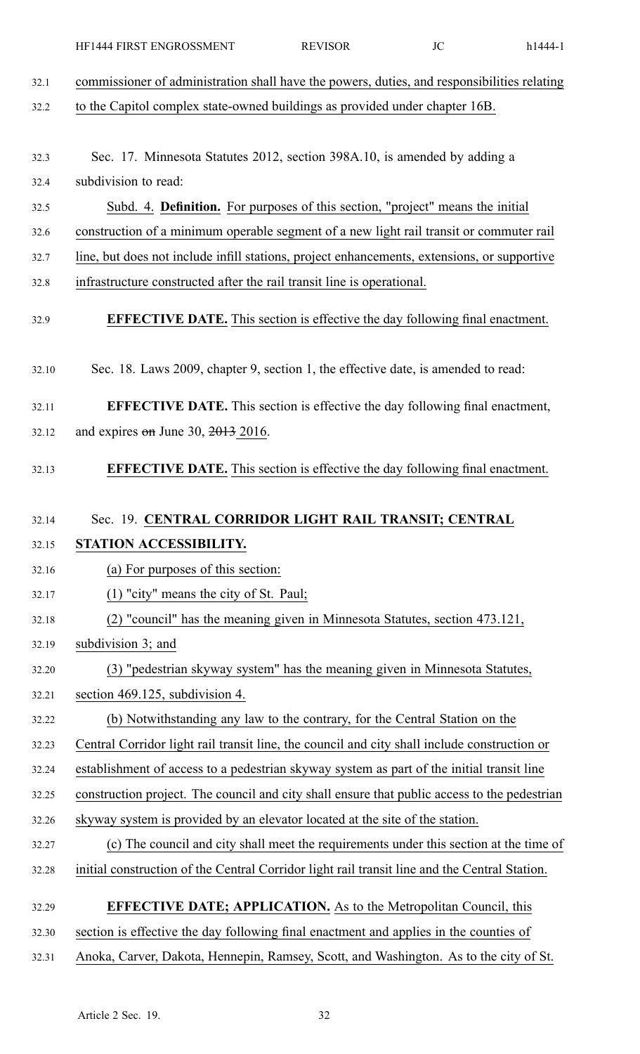commissioner of administration shall have the powers, duties, and responsibilities relating to the Capitol complex state-owned buildings as provided under chapter 16B.

Sec. 17. Minnesota Statutes 2012, section 398A.10, is amended by adding a subdivision to read:

Subd. 4. **Definition.** For purposes of this section, "project" means the initial construction of a minimum operable segment of a new light rail transit or commuter rail line, but does not include infill stations, project enhancements, extensions, or supportive infrastructure constructed after the rail transit line is operational.

**EFFECTIVE DATE.** This section is effective the day following final enactment.

Sec. 18. Laws 2009, chapter 9, section 1, the effective date, is amended to read:

**EFFECTIVE DATE.** This section is effective the day following final enactment, and expires ~~on~~ June 30, ~~2013~~ 2016.

**EFFECTIVE DATE.** This section is effective the day following final enactment.

Sec. 19. **CENTRAL CORRIDOR LIGHT RAIL TRANSIT; CENTRAL STATION ACCESSIBILITY.**

(a) For purposes of this section:

(1) "city" means the city of St. Paul;

(2) "council" has the meaning given in Minnesota Statutes, section 473.121, subdivision 3; and

(3) "pedestrian skyway system" has the meaning given in Minnesota Statutes, section 469.125, subdivision 4.

(b) Notwithstanding any law to the contrary, for the Central Station on the Central Corridor light rail transit line, the council and city shall include construction or establishment of access to a pedestrian skyway system as part of the initial transit line construction project. The council and city shall ensure that public access to the pedestrian skyway system is provided by an elevator located at the site of the station.

(c) The council and city shall meet the requirements under this section at the time of initial construction of the Central Corridor light rail transit line and the Central Station.

**EFFECTIVE DATE; APPLICATION.** As to the Metropolitan Council, this section is effective the day following final enactment and applies in the counties of Anoka, Carver, Dakota, Hennepin, Ramsey, Scott, and Washington. As to the city of St.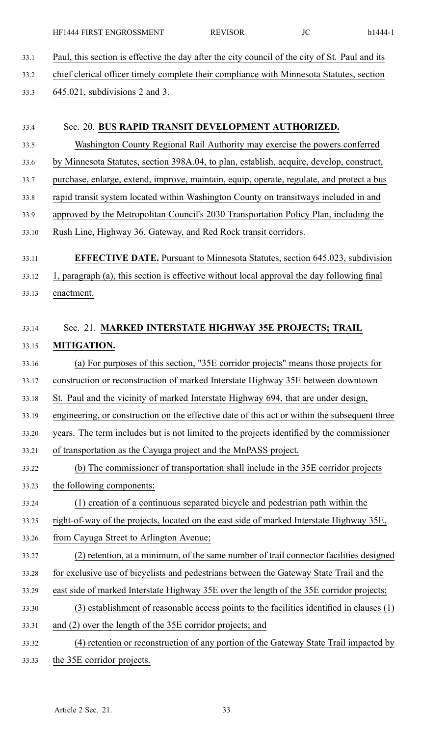Paul, this section is effective the day after the city council of the city of St. Paul and its chief clerical officer timely complete their compliance with Minnesota Statutes, section 645.021, subdivisions 2 and 3.

Sec. 20. **BUS RAPID TRANSIT DEVELOPMENT AUTHORIZED.**

Washington County Regional Rail Authority may exercise the powers conferred by Minnesota Statutes, section 398A.04, to plan, establish, acquire, develop, construct, purchase, enlarge, extend, improve, maintain, equip, operate, regulate, and protect a bus rapid transit system located within Washington County on transitways included in and approved by the Metropolitan Council's 2030 Transportation Policy Plan, including the Rush Line, Highway 36, Gateway, and Red Rock transit corridors.

**EFFECTIVE DATE.** Pursuant to Minnesota Statutes, section 645.023, subdivision 1, paragraph (a), this section is effective without local approval the day following final enactment.

Sec. 21. **MARKED INTERSTATE HIGHWAY 35E PROJECTS; TRAIL MITIGATION.**

(a) For purposes of this section, "35E corridor projects" means those projects for construction or reconstruction of marked Interstate Highway 35E between downtown St. Paul and the vicinity of marked Interstate Highway 694, that are under design, engineering, or construction on the effective date of this act or within the subsequent three years. The term includes but is not limited to the projects identified by the commissioner of transportation as the Cayuga project and the MnPASS project.

(b) The commissioner of transportation shall include in the 35E corridor projects the following components:

(1) creation of a continuous separated bicycle and pedestrian path within the right-of-way of the projects, located on the east side of marked Interstate Highway 35E, from Cayuga Street to Arlington Avenue;

(2) retention, at a minimum, of the same number of trail connector facilities designed for exclusive use of bicyclists and pedestrians between the Gateway State Trail and the east side of marked Interstate Highway 35E over the length of the 35E corridor projects;

(3) establishment of reasonable access points to the facilities identified in clauses (1) and (2) over the length of the 35E corridor projects; and

(4) retention or reconstruction of any portion of the Gateway State Trail impacted by the 35E corridor projects.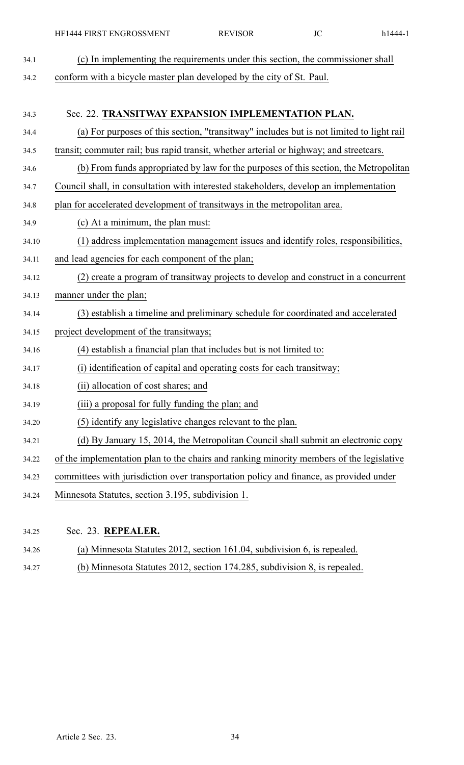(c) In implementing the requirements under this section, the commissioner shall conform with a bicycle master plan developed by the city of St. Paul.

Sec. 22. **TRANSITWAY EXPANSION IMPLEMENTATION PLAN.**

(a) For purposes of this section, "transitway" includes but is not limited to light rail transit; commuter rail; bus rapid transit, whether arterial or highway; and streetcars.

(b) From funds appropriated by law for the purposes of this section, the Metropolitan Council shall, in consultation with interested stakeholders, develop an implementation plan for accelerated development of transitways in the metropolitan area.

(c) At a minimum, the plan must:

(1) address implementation management issues and identify roles, responsibilities, and lead agencies for each component of the plan;

(2) create a program of transitway projects to develop and construct in a concurrent manner under the plan;

(3) establish a timeline and preliminary schedule for coordinated and accelerated project development of the transitways;

(4) establish a financial plan that includes but is not limited to:

(i) identification of capital and operating costs for each transitway;

(ii) allocation of cost shares; and

(iii) a proposal for fully funding the plan; and

(5) identify any legislative changes relevant to the plan.

(d) By January 15, 2014, the Metropolitan Council shall submit an electronic copy of the implementation plan to the chairs and ranking minority members of the legislative committees with jurisdiction over transportation policy and finance, as provided under Minnesota Statutes, section 3.195, subdivision 1.

Sec. 23. **REPEALER.**

(a) Minnesota Statutes 2012, section 161.04, subdivision 6, is repealed.

(b) Minnesota Statutes 2012, section 174.285, subdivision 8, is repealed.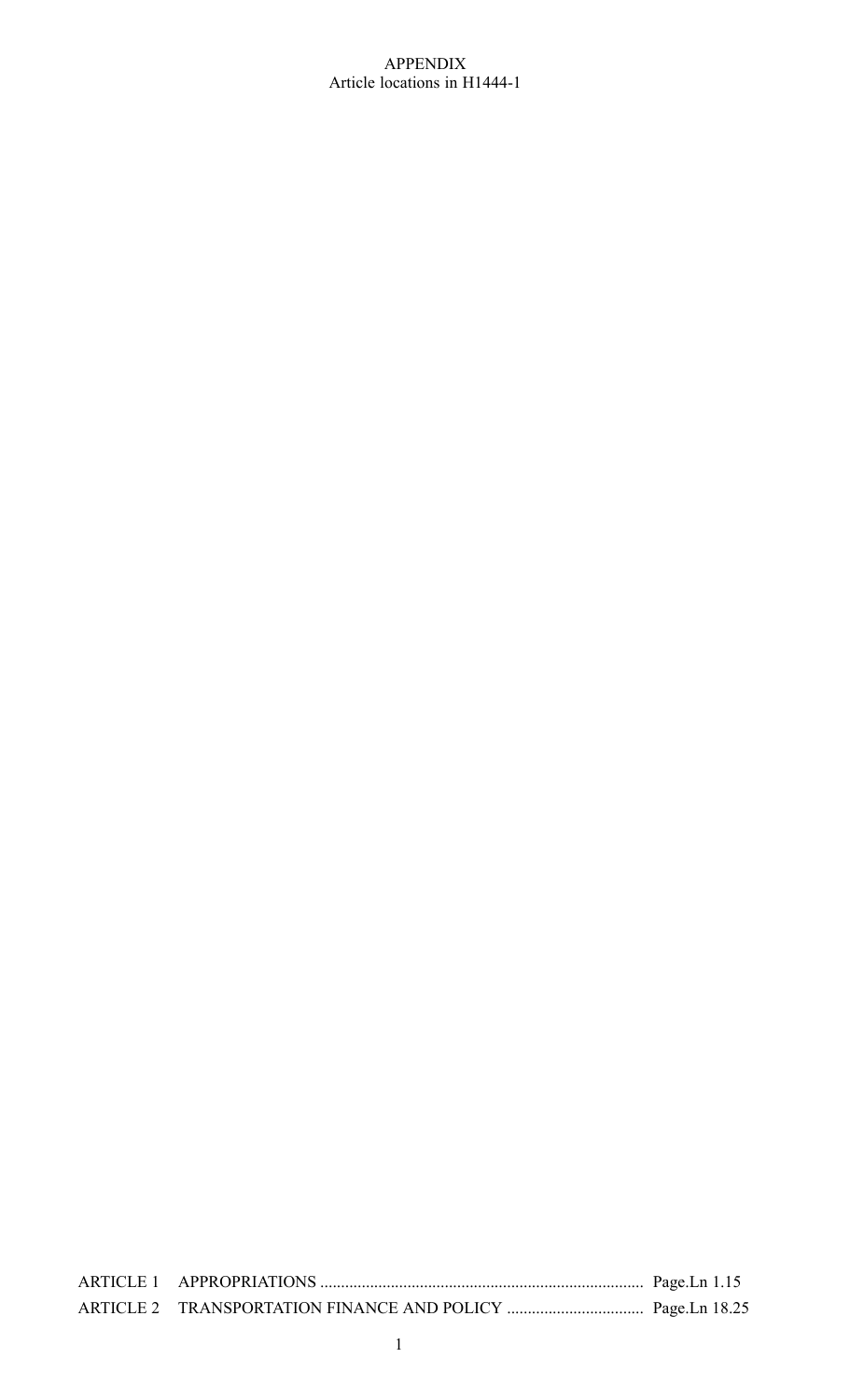APPENDIX
Article locations in H1444-1

| | | |
|---|---|---|
| ARTICLE 1 | APPROPRIATIONS | Page.Ln 1.15 |
| ARTICLE 2 | TRANSPORTATION FINANCE AND POLICY | Page.Ln 18.25 |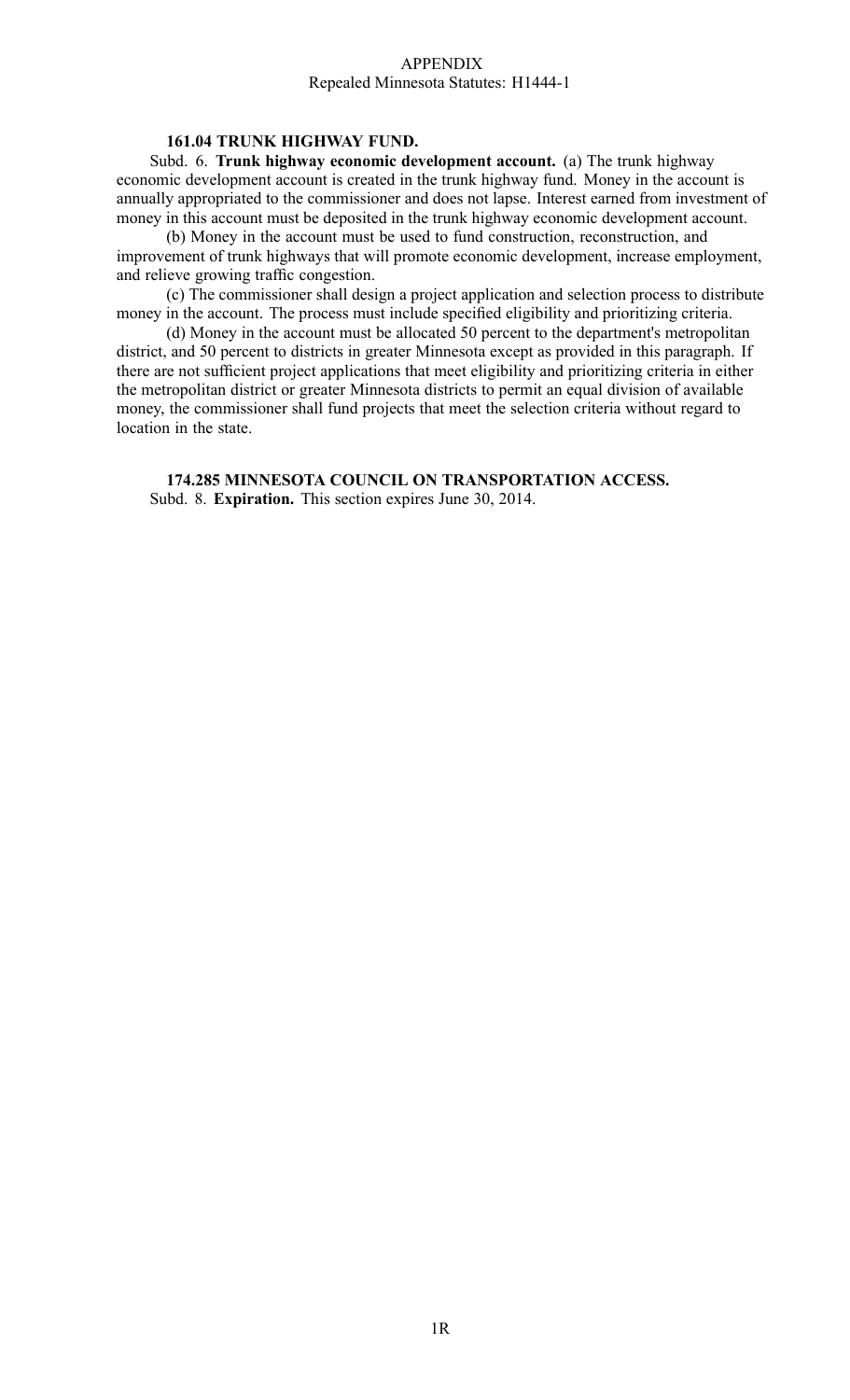APPENDIX
Repealed Minnesota Statutes: H1444-1

**161.04 TRUNK HIGHWAY FUND.**

Subd. 6. **Trunk highway economic development account.** (a) The trunk highway economic development account is created in the trunk highway fund. Money in the account is annually appropriated to the commissioner and does not lapse. Interest earned from investment of money in this account must be deposited in the trunk highway economic development account.

(b) Money in the account must be used to fund construction, reconstruction, and improvement of trunk highways that will promote economic development, increase employment, and relieve growing traffic congestion.

(c) The commissioner shall design a project application and selection process to distribute money in the account. The process must include specified eligibility and prioritizing criteria.

(d) Money in the account must be allocated 50 percent to the department's metropolitan district, and 50 percent to districts in greater Minnesota except as provided in this paragraph. If there are not sufficient project applications that meet eligibility and prioritizing criteria in either the metropolitan district or greater Minnesota districts to permit an equal division of available money, the commissioner shall fund projects that meet the selection criteria without regard to location in the state.

**174.285 MINNESOTA COUNCIL ON TRANSPORTATION ACCESS.**

Subd. 8. **Expiration.** This section expires June 30, 2014.